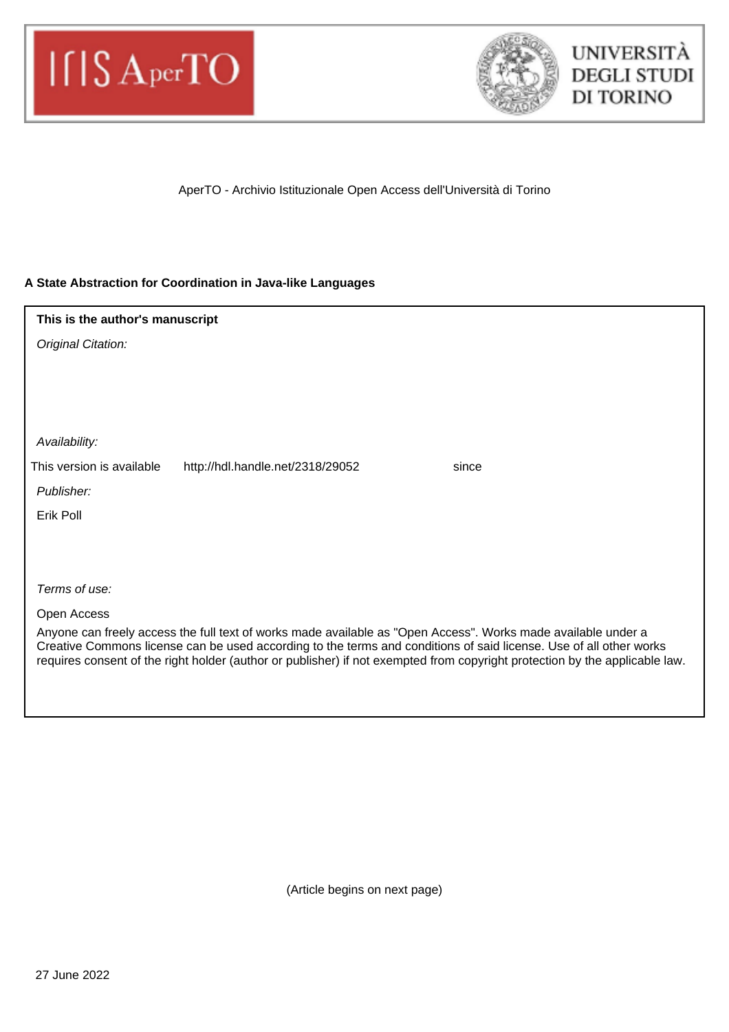AperTO - Archivio Istituzionale Open Access dell'Università di Torino

**A State Abstraction for Coordination in Java-like Languages**

**This is the author's manuscript**

*Original Citation:*

*Availability:*

This version is available http://hdl.handle.net/2318/29052 since

*Publisher:*

Erik Poll

*Terms of use:*

Open Access

Anyone can freely access the full text of works made available as "Open Access". Works made available under a Creative Commons license can be used according to the terms and conditions of said license. Use of all other works requires consent of the right holder (author or publisher) if not exempted from copyright protection by the applicable law.

(Article begins on next page)

27 June 2022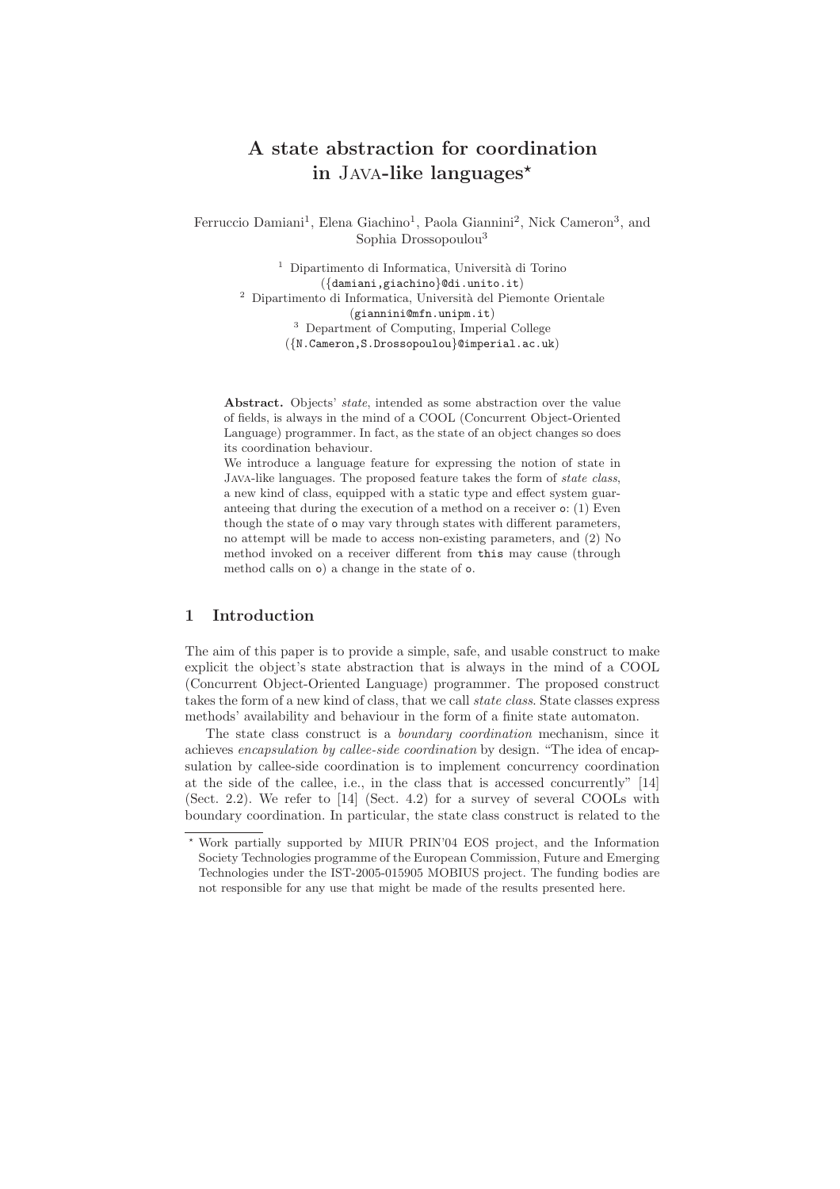# A state abstraction for coordination in JAVA-like languages*

Ferruccio Damiani[1], Elena Giachino[1], Paola Giannini[2], Nick Cameron[3], and Sophia Drossopoulou[3]

[1] Dipartimento di Informatica, Università di Torino
(`{damiani,giachino}@di.unito.it`)
[2] Dipartimento di Informatica, Università del Piemonte Orientale
(`giannini@mfn.unipm.it`)
[3] Department of Computing, Imperial College
(`{N.Cameron,S.Drossopoulou}@imperial.ac.uk`)

**Abstract.** Objects' *state*, intended as some abstraction over the value of fields, is always in the mind of a COOL (Concurrent Object-Oriented Language) programmer. In fact, as the state of an object changes so does its coordination behaviour.

We introduce a language feature for expressing the notion of state in JAVA-like languages. The proposed feature takes the form of *state class*, a new kind of class, equipped with a static type and effect system guaranteeing that during the execution of a method on a receiver `o`: (1) Even though the state of `o` may vary through states with different parameters, no attempt will be made to access non-existing parameters, and (2) No method invoked on a receiver different from `this` may cause (through method calls on `o`) a change in the state of `o`.

## 1 Introduction

The aim of this paper is to provide a simple, safe, and usable construct to make explicit the object's state abstraction that is always in the mind of a COOL (Concurrent Object-Oriented Language) programmer. The proposed construct takes the form of a new kind of class, that we call *state class*. State classes express methods' availability and behaviour in the form of a finite state automaton.

The state class construct is a *boundary coordination* mechanism, since it achieves *encapsulation by callee-side coordination* by design. "The idea of encapsulation by callee-side coordination is to implement concurrency coordination at the side of the callee, i.e., in the class that is accessed concurrently" [14] (Sect. 2.2). We refer to [14] (Sect. 4.2) for a survey of several COOLs with boundary coordination. In particular, the state class construct is related to the

---

* Work partially supported by MIUR PRIN'04 EOS project, and the Information Society Technologies programme of the European Commission, Future and Emerging Technologies under the IST-2005-015905 MOBIUS project. The funding bodies are not responsible for any use that might be made of the results presented here.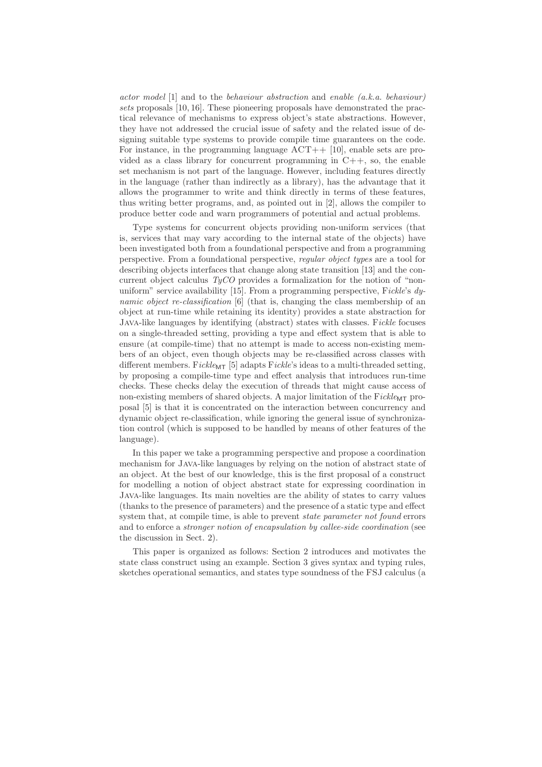*actor model* [1] and to the *behaviour abstraction* and *enable (a.k.a. behaviour) sets* proposals [10, 16]. These pioneering proposals have demonstrated the practical relevance of mechanisms to express object's state abstractions. However, they have not addressed the crucial issue of safety and the related issue of designing suitable type systems to provide compile time guarantees on the code. For instance, in the programming language ACT++ [10], enable sets are provided as a class library for concurrent programming in C++, so, the enable set mechanism is not part of the language. However, including features directly in the language (rather than indirectly as a library), has the advantage that it allows the programmer to write and think directly in terms of these features, thus writing better programs, and, as pointed out in [2], allows the compiler to produce better code and warn programmers of potential and actual problems.

Type systems for concurrent objects providing non-uniform services (that is, services that may vary according to the internal state of the objects) have been investigated both from a foundational perspective and from a programming perspective. From a foundational perspective, *regular object types* are a tool for describing objects interfaces that change along state transition [13] and the concurrent object calculus *TyCO* provides a formalization for the notion of "non-uniform" service availability [15]. From a programming perspective, F*ickle*'s *dynamic object re-classification* [6] (that is, changing the class membership of an object at run-time while retaining its identity) provides a state abstraction for Java-like languages by identifying (abstract) states with classes. F*ickle* focuses on a single-threaded setting, providing a type and effect system that is able to ensure (at compile-time) that no attempt is made to access non-existing members of an object, even though objects may be re-classified across classes with different members. F*ickle*$_{\mathsf{MT}}$ [5] adapts F*ickle*'s ideas to a multi-threaded setting, by proposing a compile-time type and effect analysis that introduces run-time checks. These checks delay the execution of threads that might cause access of non-existing members of shared objects. A major limitation of the F*ickle*$_{\mathsf{MT}}$ proposal [5] is that it is concentrated on the interaction between concurrency and dynamic object re-classification, while ignoring the general issue of synchronization control (which is supposed to be handled by means of other features of the language).

In this paper we take a programming perspective and propose a coordination mechanism for Java-like languages by relying on the notion of abstract state of an object. At the best of our knowledge, this is the first proposal of a construct for modelling a notion of object abstract state for expressing coordination in Java-like languages. Its main novelties are the ability of states to carry values (thanks to the presence of parameters) and the presence of a static type and effect system that, at compile time, is able to prevent *state parameter not found* errors and to enforce a *stronger notion of encapsulation by callee-side coordination* (see the discussion in Sect. 2).

This paper is organized as follows: Section 2 introduces and motivates the state class construct using an example. Section 3 gives syntax and typing rules, sketches operational semantics, and states type soundness of the FSJ calculus (a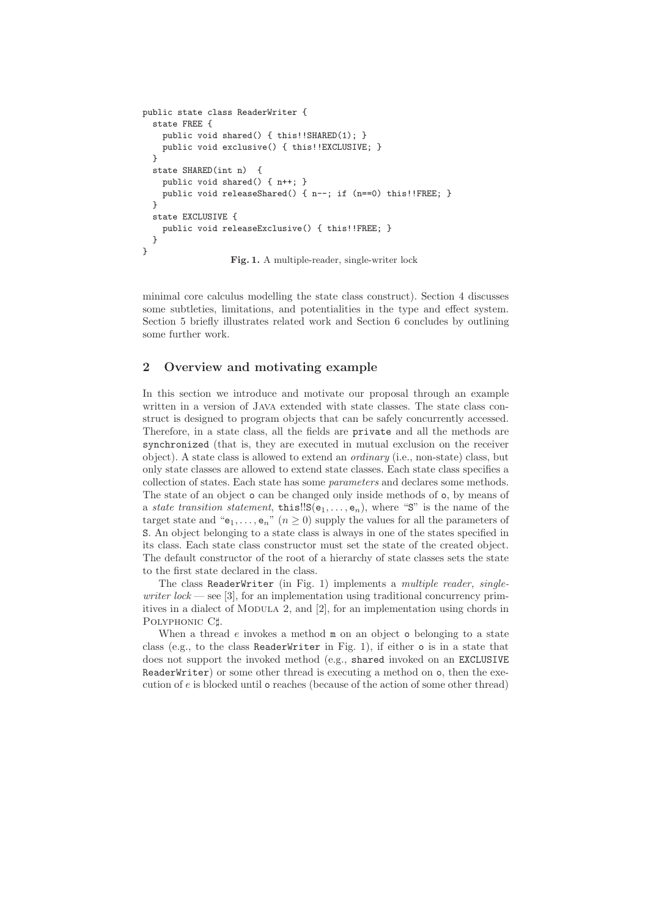```
public state class ReaderWriter {
  state FREE {
    public void shared() { this!!SHARED(1); }
    public void exclusive() { this!!EXCLUSIVE; }
  }
  state SHARED(int n)  {
    public void shared() { n++; }
    public void releaseShared() { n--; if (n==0) this!!FREE; }
  }
  state EXCLUSIVE {
    public void releaseExclusive() { this!!FREE; }
  }
}
```

**Fig. 1.** A multiple-reader, single-writer lock

minimal core calculus modelling the state class construct). Section 4 discusses some subtleties, limitations, and potentialities in the type and effect system. Section 5 briefly illustrates related work and Section 6 concludes by outlining some further work.

## 2 Overview and motivating example

In this section we introduce and motivate our proposal through an example written in a version of Java extended with state classes. The state class construct is designed to program objects that can be safely concurrently accessed. Therefore, in a state class, all the fields are `private` and all the methods are `synchronized` (that is, they are executed in mutual exclusion on the receiver object). A state class is allowed to extend an *ordinary* (i.e., non-state) class, but only state classes are allowed to extend state classes. Each state class specifies a collection of states. Each state has some *parameters* and declares some methods. The state of an object `o` can be changed only inside methods of `o`, by means of a *state transition statement*, $\texttt{this!!S}(\texttt{e}_1, \ldots, \texttt{e}_n)$, where "`S`" is the name of the target state and "$\texttt{e}_1, \ldots, \texttt{e}_n$" ($n \geq 0$) supply the values for all the parameters of `S`. An object belonging to a state class is always in one of the states specified in its class. Each state class constructor must set the state of the created object. The default constructor of the root of a hierarchy of state classes sets the state to the first state declared in the class.

The class `ReaderWriter` (in Fig. 1) implements a *multiple reader, single-writer lock* — see [3], for an implementation using traditional concurrency primitives in a dialect of Modula 2, and [2], for an implementation using chords in Polyphonic C♯.

When a thread $e$ invokes a method `m` on an object `o` belonging to a state class (e.g., to the class `ReaderWriter` in Fig. 1), if either `o` is in a state that does not support the invoked method (e.g., `shared` invoked on an `EXCLUSIVE` `ReaderWriter`) or some other thread is executing a method on `o`, then the execution of $e$ is blocked until `o` reaches (because of the action of some other thread)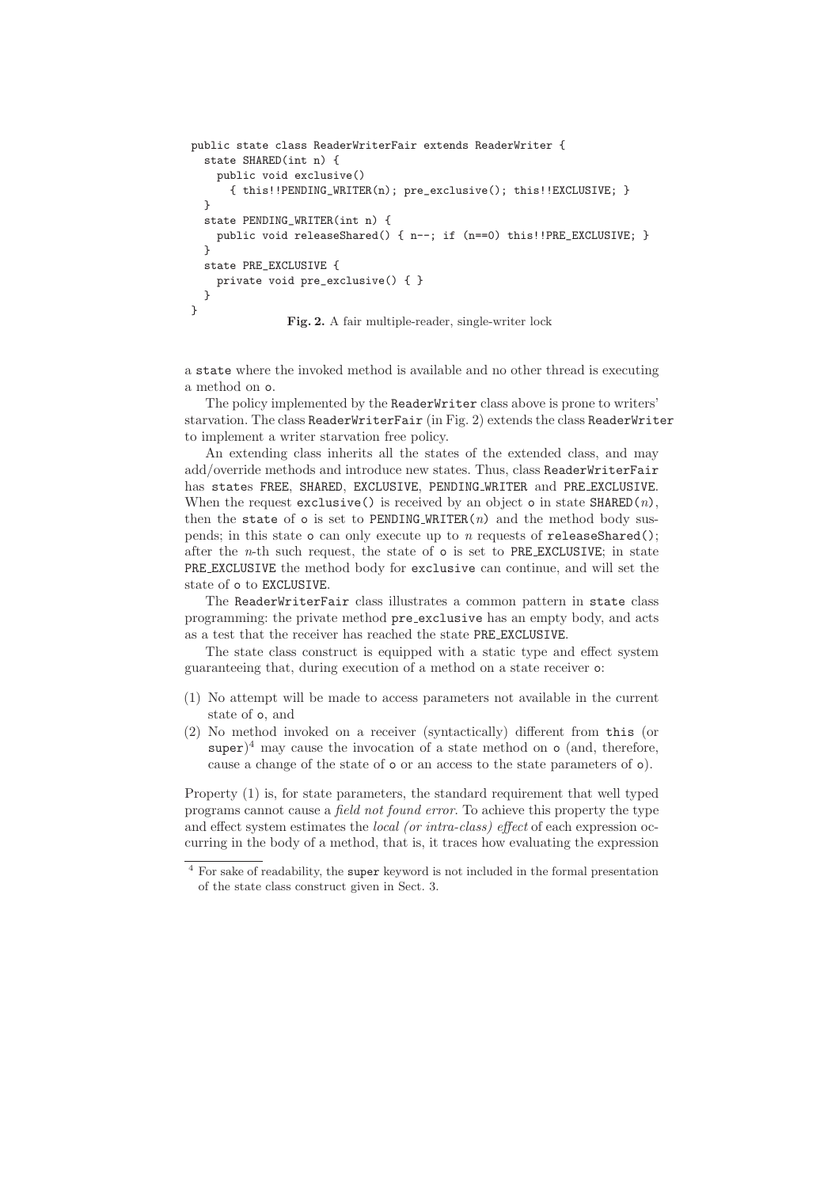```
public state class ReaderWriterFair extends ReaderWriter {
  state SHARED(int n) {
    public void exclusive()
      { this!!PENDING_WRITER(n); pre_exclusive(); this!!EXCLUSIVE; }
  }
  state PENDING_WRITER(int n) {
    public void releaseShared() { n--; if (n==0) this!!PRE_EXCLUSIVE; }
  }
  state PRE_EXCLUSIVE {
    private void pre_exclusive() { }
  }
}
```

**Fig. 2.** A fair multiple-reader, single-writer lock

a `state` where the invoked method is available and no other thread is executing a method on `o`.

The policy implemented by the `ReaderWriter` class above is prone to writers' starvation. The class `ReaderWriterFair` (in Fig. 2) extends the class `ReaderWriter` to implement a writer starvation free policy.

An extending class inherits all the states of the extended class, and may add/override methods and introduce new states. Thus, class `ReaderWriterFair` has `state`s `FREE`, `SHARED`, `EXCLUSIVE`, `PENDING_WRITER` and `PRE_EXCLUSIVE`. When the request `exclusive()` is received by an object `o` in state `SHARED(`$n$`)`, then the `state` of `o` is set to `PENDING_WRITER(`$n$`)` and the method body suspends; in this state `o` can only execute up to $n$ requests of `releaseShared()`; after the $n$-th such request, the state of `o` is set to `PRE_EXCLUSIVE`; in state `PRE_EXCLUSIVE` the method body for `exclusive` can continue, and will set the state of `o` to `EXCLUSIVE`.

The `ReaderWriterFair` class illustrates a common pattern in `state` class programming: the private method `pre_exclusive` has an empty body, and acts as a test that the receiver has reached the state `PRE_EXCLUSIVE`.

The state class construct is equipped with a static type and effect system guaranteeing that, during execution of a method on a state receiver `o`:

(1) No attempt will be made to access parameters not available in the current state of `o`, and
(2) No method invoked on a receiver (syntactically) different from `this` (or `super`)[4] may cause the invocation of a state method on `o` (and, therefore, cause a change of the state of `o` or an access to the state parameters of `o`).

Property (1) is, for state parameters, the standard requirement that well typed programs cannot cause a *field not found error*. To achieve this property the type and effect system estimates the *local (or intra-class) effect* of each expression occurring in the body of a method, that is, it traces how evaluating the expression

---

[4] For sake of readability, the `super` keyword is not included in the formal presentation of the state class construct given in Sect. 3.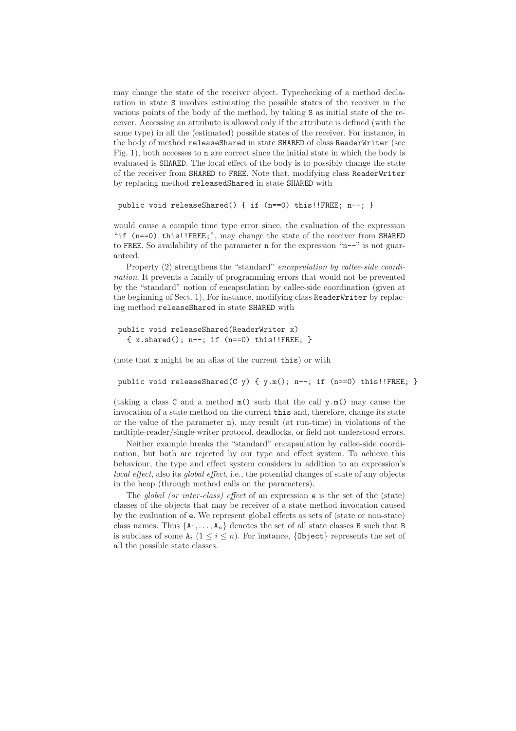may change the state of the receiver object. Typechecking of a method declaration in state S involves estimating the possible states of the receiver in the various points of the body of the method, by taking S as initial state of the receiver. Accessing an attribute is allowed only if the attribute is defined (with the same type) in all the (estimated) possible states of the receiver. For instance, in the body of method releaseShared in state SHARED of class ReaderWriter (see Fig. 1), both accesses to n are correct since the initial state in which the body is evaluated is SHARED. The local effect of the body is to possibly change the state of the receiver from SHARED to FREE. Note that, modifying class ReaderWriter by replacing method releasedShared in state SHARED with

```
public void releaseShared() { if (n==0) this!!FREE; n--; }
```

would cause a compile time type error since, the evaluation of the expression "if (n==0) this!!FREE;", may change the state of the receiver from SHARED to FREE. So availability of the parameter n for the expression "n--" is not guaranteed.

Property (2) strengthens the "standard" *encapsulation by callee-side coordination*. It prevents a family of programming errors that would not be prevented by the "standard" notion of encapsulation by callee-side coordination (given at the beginning of Sect. 1). For instance, modifying class ReaderWriter by replacing method releaseShared in state SHARED with

```
public void releaseShared(ReaderWriter x)
   { x.shared(); n--; if (n==0) this!!FREE; }
```

(note that x might be an alias of the current this) or with

```
public void releaseShared(C y) { y.m(); n--; if (n==0) this!!FREE; }
```

(taking a class C and a method m() such that the call y.m() may cause the invocation of a state method on the current this and, therefore, change its state or the value of the parameter n), may result (at run-time) in violations of the multiple-reader/single-writer protocol, deadlocks, or field not understood errors.

Neither example breaks the "standard" encapsulation by callee-side coordination, but both are rejected by our type and effect system. To achieve this behaviour, the type and effect system considers in addition to an expression's *local effect*, also its *global effect*, i.e., the potential changes of state of any objects in the heap (through method calls on the parameters).

The *global (or inter-class) effect* of an expression e is the set of the (state) classes of the objects that may be receiver of a state method invocation caused by the evaluation of e. We represent global effects as sets of (state or non-state) class names. Thus $\{\mathtt{A}_1, \ldots, \mathtt{A}_n\}$ denotes the set of all state classes B such that B is subclass of some $\mathtt{A}_i$ ($1 \leq i \leq n$). For instance, $\{\mathtt{Object}\}$ represents the set of all the possible state classes.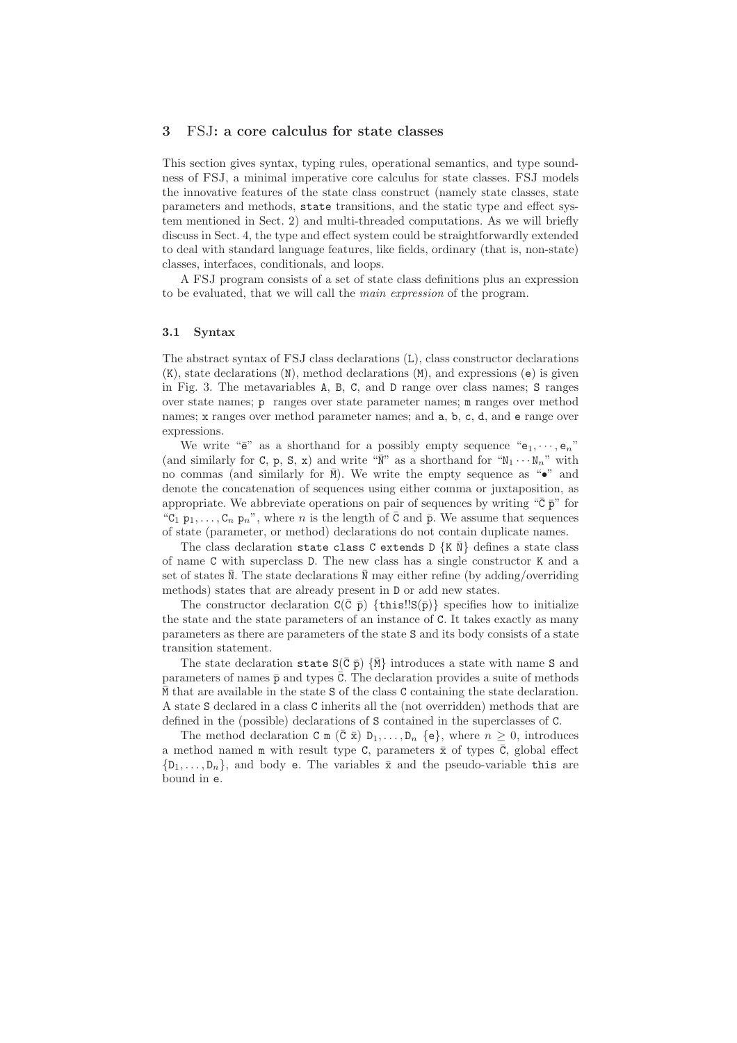## 3 FSJ: a core calculus for state classes

This section gives syntax, typing rules, operational semantics, and type soundness of FSJ, a minimal imperative core calculus for state classes. FSJ models the innovative features of the state class construct (namely state classes, state parameters and methods, `state` transitions, and the static type and effect system mentioned in Sect. 2) and multi-threaded computations. As we will briefly discuss in Sect. 4, the type and effect system could be straightforwardly extended to deal with standard language features, like fields, ordinary (that is, non-state) classes, interfaces, conditionals, and loops.

A FSJ program consists of a set of state class definitions plus an expression to be evaluated, that we will call the *main expression* of the program.

### 3.1 Syntax

The abstract syntax of FSJ class declarations (`L`), class constructor declarations (`K`), state declarations (`N`), method declarations (`M`), and expressions (`e`) is given in Fig. 3. The metavariables `A`, `B`, `C`, and `D` range over class names; `S` ranges over state names; `p` ranges over state parameter names; `m` ranges over method names; `x` ranges over method parameter names; and `a`, `b`, `c`, `d`, and `e` range over expressions.

We write "$\bar{\mathtt{e}}$" as a shorthand for a possibly empty sequence "$\mathtt{e}_1, \cdots, \mathtt{e}_n$" (and similarly for `C`, `p`, `S`, `x`) and write "$\bar{\mathtt{N}}$" as a shorthand for "$\mathtt{N}_1 \cdots \mathtt{N}_n$" with no commas (and similarly for $\bar{\mathtt{M}}$). We write the empty sequence as "$\bullet$" and denote the concatenation of sequences using either comma or juxtaposition, as appropriate. We abbreviate operations on pair of sequences by writing "$\bar{\mathtt{C}}\ \bar{\mathtt{p}}$" for "$\mathtt{C}_1\ \mathtt{p}_1, \ldots, \mathtt{C}_n\ \mathtt{p}_n$", where $n$ is the length of $\bar{\mathtt{C}}$ and $\bar{\mathtt{p}}$. We assume that sequences of state (parameter, or method) declarations do not contain duplicate names.

The class declaration `state class C extends D` $\{\mathtt{K}\ \bar{\mathtt{N}}\}$ defines a state class of name `C` with superclass `D`. The new class has a single constructor `K` and a set of states $\bar{\mathtt{N}}$. The state declarations $\bar{\mathtt{N}}$ may either refine (by adding/overriding methods) states that are already present in `D` or add new states.

The constructor declaration $\mathtt{C}(\bar{\mathtt{C}}\ \bar{\mathtt{p}})\ \{\mathtt{this!!S}(\bar{\mathtt{p}})\}$ specifies how to initialize the state and the state parameters of an instance of `C`. It takes exactly as many parameters as there are parameters of the state `S` and its body consists of a state transition statement.

The state declaration $\mathtt{state}\ \mathtt{S}(\bar{\mathtt{C}}\ \bar{\mathtt{p}})\ \{\bar{\mathtt{M}}\}$ introduces a state with name `S` and parameters of names $\bar{\mathtt{p}}$ and types $\bar{\mathtt{C}}$. The declaration provides a suite of methods $\bar{\mathtt{M}}$ that are available in the state `S` of the class `C` containing the state declaration. A state `S` declared in a class `C` inherits all the (not overridden) methods that are defined in the (possible) declarations of `S` contained in the superclasses of `C`.

The method declaration $\mathtt{C}\ \mathtt{m}\ (\bar{\mathtt{C}}\ \bar{\mathtt{x}})\ \mathtt{D}_1, \ldots, \mathtt{D}_n\ \{\mathtt{e}\}$, where $n \geq 0$, introduces a method named `m` with result type `C`, parameters $\bar{\mathtt{x}}$ of types $\bar{\mathtt{C}}$, global effect $\{\mathtt{D}_1, \ldots, \mathtt{D}_n\}$, and body `e`. The variables $\bar{\mathtt{x}}$ and the pseudo-variable `this` are bound in `e`.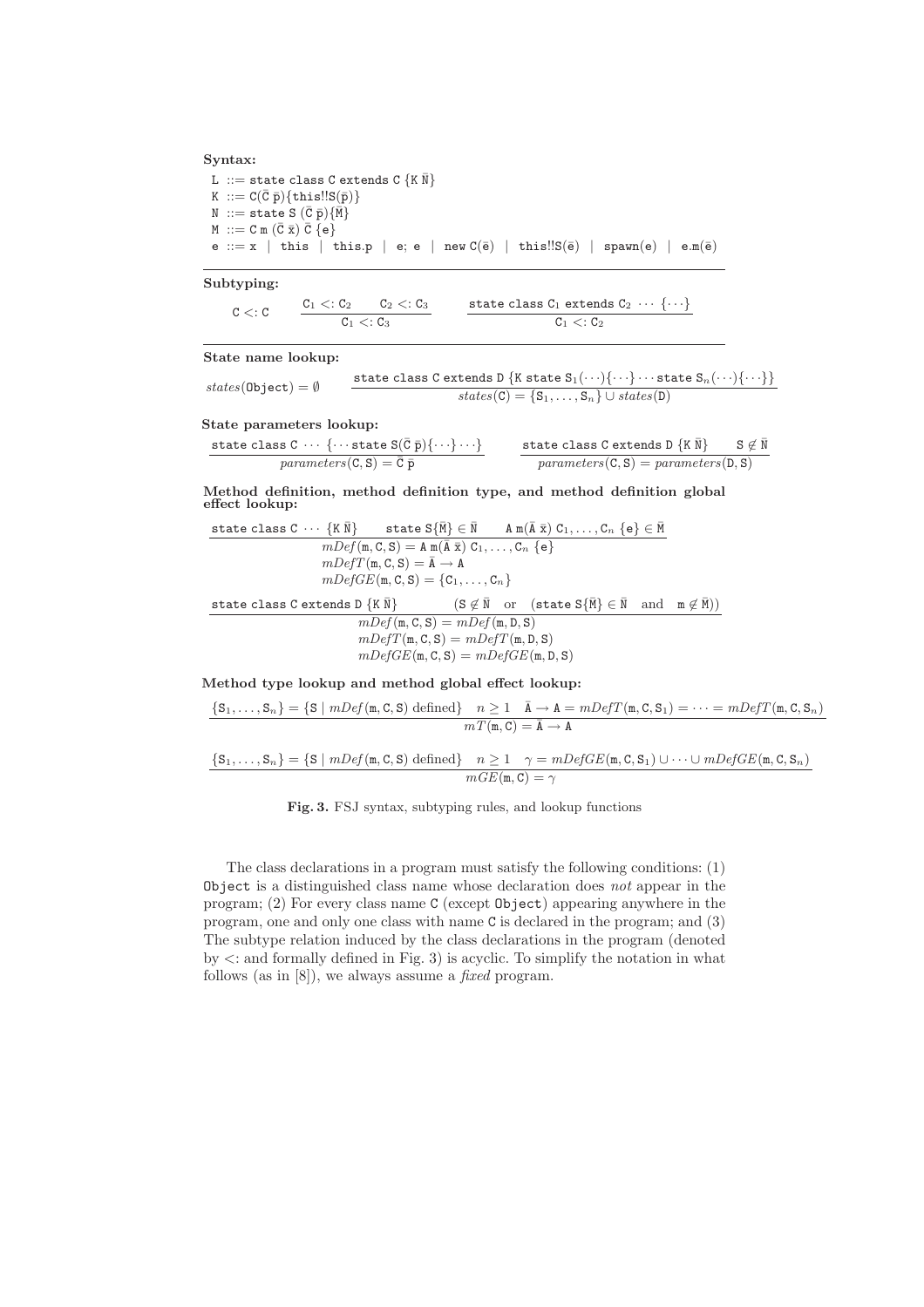**Syntax:**

```
L ::= state class C extends C {K N̄}
K ::= C(C̄ p̄){this!!S(p̄)}
N ::= state S (C̄ p̄){M̄}
M ::= C m (C̄ x̄) C̄ {e}
e ::= x | this | this.p | e; e | new C(ē) | this!!S(ē) | spawn(e) | e.m(ē)
```

**Subtyping:**

$$\mathtt{C} <: \mathtt{C} \qquad \frac{\mathtt{C}_1 <: \mathtt{C}_2 \quad \mathtt{C}_2 <: \mathtt{C}_3}{\mathtt{C}_1 <: \mathtt{C}_3} \qquad \frac{\mathtt{state\ class\ C}_1\ \mathtt{extends\ C}_2\ \cdots\ \{\cdots\}}{\mathtt{C}_1 <: \mathtt{C}_2}$$

**State name lookup:**

$$states(\mathtt{Object}) = \emptyset \qquad \frac{\mathtt{state\ class\ C\ extends\ D\ \{K\ state\ S}_1(\cdots)\{\cdots\}\cdots\mathtt{state\ S}_n(\cdots)\{\cdots\}\}}{states(\mathtt{C}) = \{\mathtt{S}_1,\ldots,\mathtt{S}_n\} \cup states(\mathtt{D})}$$

**State parameters lookup:**

$$\frac{\mathtt{state\ class\ C}\ \cdots\ \{\cdots\mathtt{state\ S}(\bar{\mathtt{C}}\ \bar{\mathtt{p}})\{\cdots\}\cdots\}}{parameters(\mathtt{C},\mathtt{S}) = \bar{\mathtt{C}}\ \bar{\mathtt{p}}} \qquad \frac{\mathtt{state\ class\ C\ extends\ D}\ \{\mathtt{K}\ \bar{\mathtt{N}}\} \quad \mathtt{S} \notin \bar{\mathtt{N}}}{parameters(\mathtt{C},\mathtt{S}) = parameters(\mathtt{D},\mathtt{S})}$$

**Method definition, method definition type, and method definition global effect lookup:**

$$\frac{\mathtt{state\ class\ C}\ \cdots\ \{\mathtt{K}\ \bar{\mathtt{N}}\} \quad \mathtt{state\ S}\{\bar{\mathtt{M}}\} \in \bar{\mathtt{N}} \quad \mathtt{A\ m}(\bar{\mathtt{A}}\ \bar{\mathtt{x}})\ \mathtt{C}_1,\ldots,\mathtt{C}_n\ \{\mathtt{e}\} \in \bar{\mathtt{M}}}{\begin{array}{l} mDef(\mathtt{m},\mathtt{C},\mathtt{S}) = \mathtt{A\ m}(\bar{\mathtt{A}}\ \bar{\mathtt{x}})\ \mathtt{C}_1,\ldots,\mathtt{C}_n\ \{\mathtt{e}\} \\ mDefT(\mathtt{m},\mathtt{C},\mathtt{S}) = \bar{\mathtt{A}} \to \mathtt{A} \\ mDefGE(\mathtt{m},\mathtt{C},\mathtt{S}) = \{\mathtt{C}_1,\ldots,\mathtt{C}_n\} \end{array}}$$

$$\frac{\mathtt{state\ class\ C\ extends\ D}\ \{\mathtt{K}\ \bar{\mathtt{N}}\} \qquad (\mathtt{S} \notin \bar{\mathtt{N}} \quad \text{or} \quad (\mathtt{state\ S}\{\bar{\mathtt{M}}\} \in \bar{\mathtt{N}} \quad \text{and} \quad \mathtt{m} \notin \bar{\mathtt{M}}))}{\begin{array}{l} mDef(\mathtt{m},\mathtt{C},\mathtt{S}) = mDef(\mathtt{m},\mathtt{D},\mathtt{S}) \\ mDefT(\mathtt{m},\mathtt{C},\mathtt{S}) = mDefT(\mathtt{m},\mathtt{D},\mathtt{S}) \\ mDefGE(\mathtt{m},\mathtt{C},\mathtt{S}) = mDefGE(\mathtt{m},\mathtt{D},\mathtt{S}) \end{array}}$$

**Method type lookup and method global effect lookup:**

$$\frac{\{\mathtt{S}_1,\ldots,\mathtt{S}_n\} = \{\mathtt{S} \mid mDef(\mathtt{m},\mathtt{C},\mathtt{S})\ \text{defined}\} \quad n \geq 1 \quad \bar{\mathtt{A}} \to \mathtt{A} = mDefT(\mathtt{m},\mathtt{C},\mathtt{S}_1) = \cdots = mDefT(\mathtt{m},\mathtt{C},\mathtt{S}_n)}{mT(\mathtt{m},\mathtt{C}) = \bar{\mathtt{A}} \to \mathtt{A}}$$

$$\frac{\{\mathtt{S}_1,\ldots,\mathtt{S}_n\} = \{\mathtt{S} \mid mDef(\mathtt{m},\mathtt{C},\mathtt{S})\ \text{defined}\} \quad n \geq 1 \quad \gamma = mDefGE(\mathtt{m},\mathtt{C},\mathtt{S}_1) \cup \cdots \cup mDefGE(\mathtt{m},\mathtt{C},\mathtt{S}_n)}{mGE(\mathtt{m},\mathtt{C}) = \gamma}$$

**Fig. 3.** FSJ syntax, subtyping rules, and lookup functions

The class declarations in a program must satisfy the following conditions: (1) `Object` is a distinguished class name whose declaration does *not* appear in the program; (2) For every class name `C` (except `Object`) appearing anywhere in the program, one and only one class with name `C` is declared in the program; and (3) The subtype relation induced by the class declarations in the program (denoted by <: and formally defined in Fig. 3) is acyclic. To simplify the notation in what follows (as in [8]), we always assume a *fixed* program.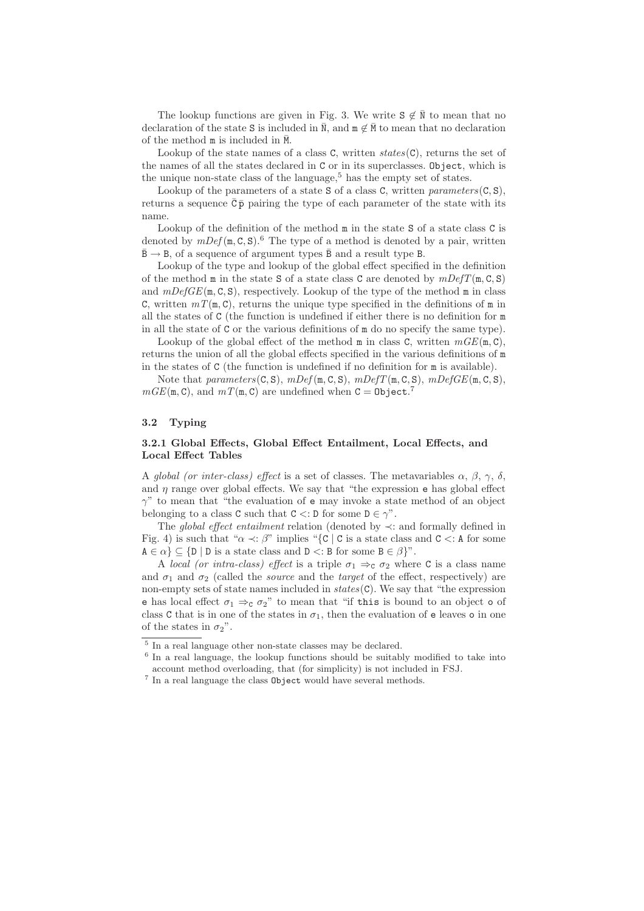The lookup functions are given in Fig. 3. We write $\mathtt{S} \notin \bar{\mathtt{N}}$ to mean that no declaration of the state S is included in $\bar{\mathtt{N}}$, and $\mathtt{m} \notin \bar{\mathtt{M}}$ to mean that no declaration of the method m is included in $\bar{\mathtt{M}}$.

Lookup of the state names of a class C, written *states*(C), returns the set of the names of all the states declared in C or in its superclasses. Object, which is the unique non-state class of the language,[5] has the empty set of states.

Lookup of the parameters of a state S of a class C, written *parameters*(C, S), returns a sequence $\bar{\mathtt{C}}\,\bar{\mathtt{p}}$ pairing the type of each parameter of the state with its name.

Lookup of the definition of the method m in the state S of a state class C is denoted by *mDef*(m, C, S).[6] The type of a method is denoted by a pair, written $\bar{\mathtt{B}} \to \mathtt{B}$, of a sequence of argument types $\bar{\mathtt{B}}$ and a result type B.

Lookup of the type and lookup of the global effect specified in the definition of the method m in the state S of a state class C are denoted by *mDefT*(m, C, S) and *mDefGE*(m, C, S), respectively. Lookup of the type of the method m in class C, written *mT*(m, C), returns the unique type specified in the definitions of m in all the states of C (the function is undefined if either there is no definition for m in all the state of C or the various definitions of m do no specify the same type).

Lookup of the global effect of the method m in class C, written *mGE*(m, C), returns the union of all the global effects specified in the various definitions of m in the states of C (the function is undefined if no definition for m is available).

Note that *parameters*(C, S), *mDef*(m, C, S), *mDefT*(m, C, S), *mDefGE*(m, C, S), *mGE*(m, C), and *mT*(m, C) are undefined when C = Object.[7]

### 3.2 Typing

#### 3.2.1 Global Effects, Global Effect Entailment, Local Effects, and Local Effect Tables

A *global (or inter-class) effect* is a set of classes. The metavariables $\alpha$, $\beta$, $\gamma$, $\delta$, and $\eta$ range over global effects. We say that "the expression e has global effect $\gamma$" to mean that "the evaluation of e may invoke a state method of an object belonging to a class C such that $\mathtt{C} <: \mathtt{D}$ for some $\mathtt{D} \in \gamma$".

The *global effect entailment* relation (denoted by $\prec:$ and formally defined in Fig. 4) is such that "$\alpha \prec: \beta$" implies "$\{\mathtt{C} \mid \mathtt{C}$ is a state class and $\mathtt{C} <: \mathtt{A}$ for some $\mathtt{A} \in \alpha\} \subseteq \{\mathtt{D} \mid \mathtt{D}$ is a state class and $\mathtt{D} <: \mathtt{B}$ for some $\mathtt{B} \in \beta\}$".

A *local (or intra-class) effect* is a triple $\sigma_1 \Rightarrow_{\mathtt{C}} \sigma_2$ where C is a class name and $\sigma_1$ and $\sigma_2$ (called the *source* and the *target* of the effect, respectively) are non-empty sets of state names included in *states*(C). We say that "the expression e has local effect $\sigma_1 \Rightarrow_{\mathtt{C}} \sigma_2$" to mean that "if this is bound to an object o of class C that is in one of the states in $\sigma_1$, then the evaluation of e leaves o in one of the states in $\sigma_2$".

[5] In a real language other non-state classes may be declared.

[6] In a real language, the lookup functions should be suitably modified to take into account method overloading, that (for simplicity) is not included in FSJ.

[7] In a real language the class Object would have several methods.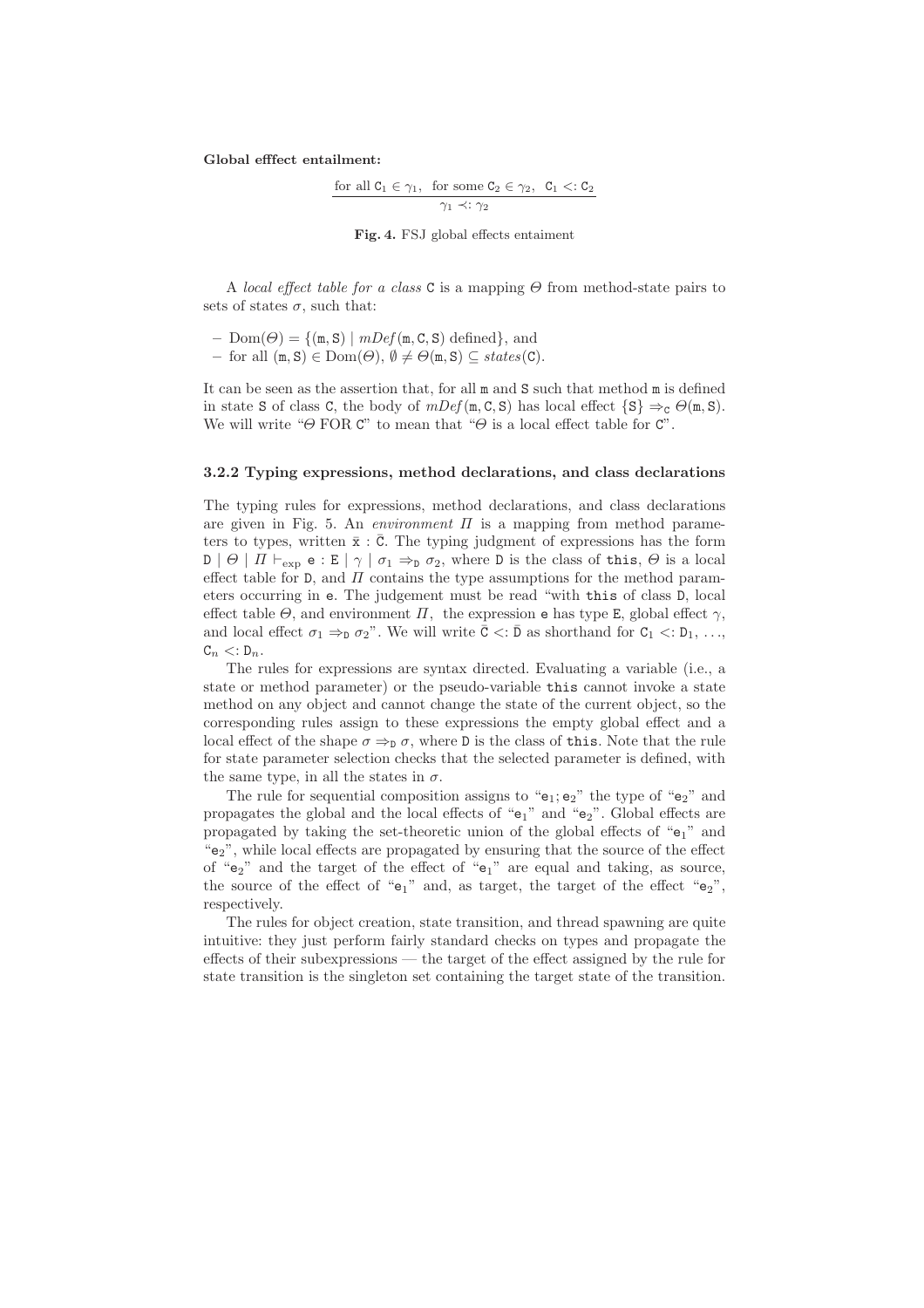**Global efffect entailment:**

$$\frac{\text{for all } \mathtt{C}_1 \in \gamma_1, \ \ \text{for some } \mathtt{C}_2 \in \gamma_2, \ \ \mathtt{C}_1 <: \mathtt{C}_2}{\gamma_1 \prec: \gamma_2}$$

**Fig. 4.** FSJ global effects entaiment

A *local effect table for a class* C is a mapping $\Theta$ from method-state pairs to sets of states $\sigma$, such that:

- $\mathrm{Dom}(\Theta) = \{(\mathtt{m}, \mathtt{S}) \mid \mathit{mDef}(\mathtt{m}, \mathtt{C}, \mathtt{S}) \text{ defined}\}$, and
- for all $(\mathtt{m}, \mathtt{S}) \in \mathrm{Dom}(\Theta)$, $\emptyset \neq \Theta(\mathtt{m}, \mathtt{S}) \subseteq \mathit{states}(\mathtt{C})$.

It can be seen as the assertion that, for all m and S such that method m is defined in state S of class C, the body of $\mathit{mDef}(\mathtt{m}, \mathtt{C}, \mathtt{S})$ has local effect $\{\mathtt{S}\} \Rightarrow_{\mathtt{C}} \Theta(\mathtt{m}, \mathtt{S})$. We will write "$\Theta$ FOR C" to mean that "$\Theta$ is a local effect table for C".

### 3.2.2 Typing expressions, method declarations, and class declarations

The typing rules for expressions, method declarations, and class declarations are given in Fig. 5. An *environment* $\Pi$ is a mapping from method parameters to types, written $\bar{\mathtt{x}} : \bar{\mathtt{C}}$. The typing judgment of expressions has the form $\mathtt{D} \mid \Theta \mid \Pi \vdash_{\mathrm{exp}} \mathtt{e} : \mathtt{E} \mid \gamma \mid \sigma_1 \Rightarrow_{\mathtt{D}} \sigma_2$, where D is the class of this, $\Theta$ is a local effect table for D, and $\Pi$ contains the type assumptions for the method parameters occurring in e. The judgement must be read "with this of class D, local effect table $\Theta$, and environment $\Pi$, the expression e has type E, global effect $\gamma$, and local effect $\sigma_1 \Rightarrow_{\mathtt{D}} \sigma_2$". We will write $\bar{\mathtt{C}} <: \bar{\mathtt{D}}$ as shorthand for $\mathtt{C}_1 <: \mathtt{D}_1, \ldots, \mathtt{C}_n <: \mathtt{D}_n$.

The rules for expressions are syntax directed. Evaluating a variable (i.e., a state or method parameter) or the pseudo-variable this cannot invoke a state method on any object and cannot change the state of the current object, so the corresponding rules assign to these expressions the empty global effect and a local effect of the shape $\sigma \Rightarrow_{\mathtt{D}} \sigma$, where D is the class of this. Note that the rule for state parameter selection checks that the selected parameter is defined, with the same type, in all the states in $\sigma$.

The rule for sequential composition assigns to "$\mathtt{e}_1; \mathtt{e}_2$" the type of "$\mathtt{e}_2$" and propagates the global and the local effects of "$\mathtt{e}_1$" and "$\mathtt{e}_2$". Global effects are propagated by taking the set-theoretic union of the global effects of "$\mathtt{e}_1$" and "$\mathtt{e}_2$", while local effects are propagated by ensuring that the source of the effect of "$\mathtt{e}_2$" and the target of the effect of "$\mathtt{e}_1$" are equal and taking, as source, the source of the effect of "$\mathtt{e}_1$" and, as target, the target of the effect "$\mathtt{e}_2$", respectively.

The rules for object creation, state transition, and thread spawning are quite intuitive: they just perform fairly standard checks on types and propagate the effects of their subexpressions — the target of the effect assigned by the rule for state transition is the singleton set containing the target state of the transition.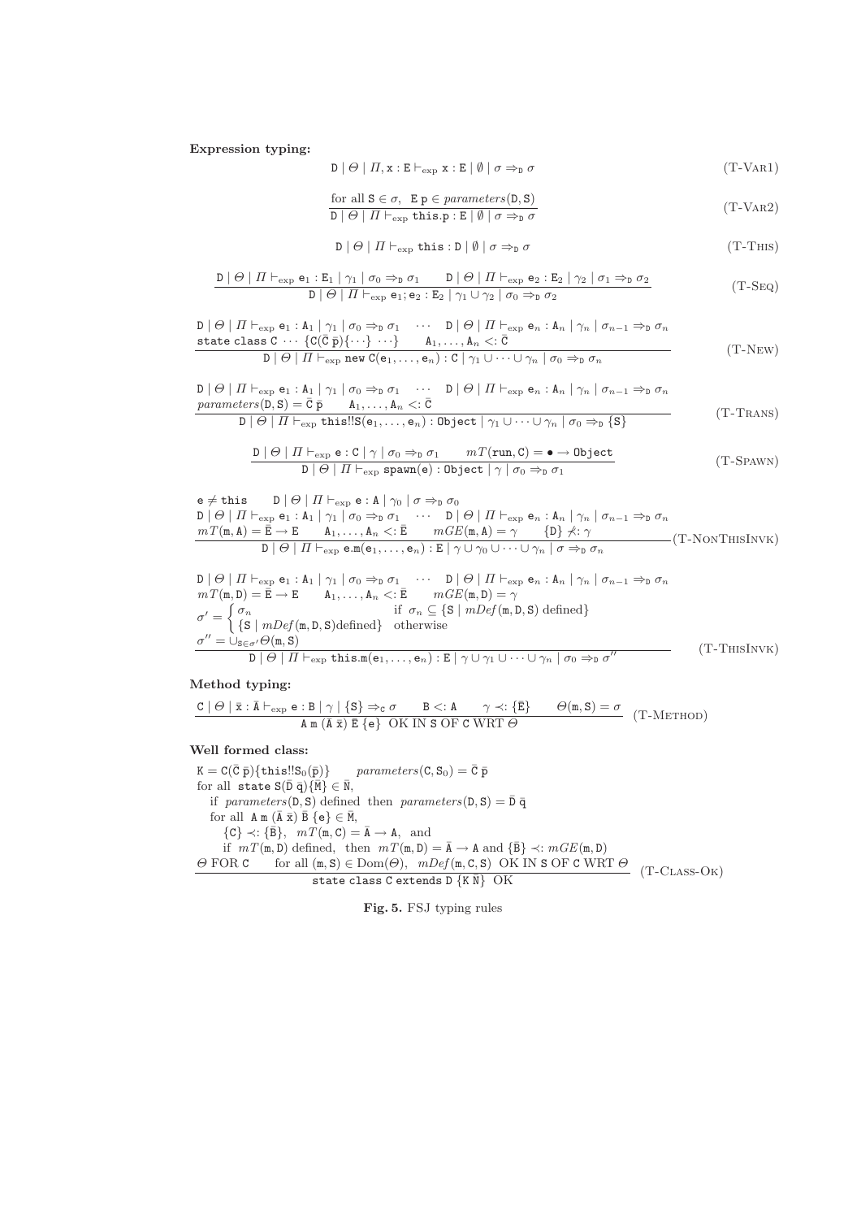**Expression typing:**

$$\mathtt{D} \mid \Theta \mid \Pi, \mathtt{x} : \mathtt{E} \vdash_{\exp} \mathtt{x} : \mathtt{E} \mid \emptyset \mid \sigma \Rightarrow_{\mathtt{D}} \sigma \qquad \text{(T-Var1)}$$

$$\frac{\text{for all } \mathtt{S} \in \sigma, \;\; \mathtt{E}\;\mathtt{p} \in \mathit{parameters}(\mathtt{D}, \mathtt{S})}{\mathtt{D} \mid \Theta \mid \Pi \vdash_{\exp} \mathtt{this.p} : \mathtt{E} \mid \emptyset \mid \sigma \Rightarrow_{\mathtt{D}} \sigma} \qquad \text{(T-Var2)}$$

$$\mathtt{D} \mid \Theta \mid \Pi \vdash_{\exp} \mathtt{this} : \mathtt{D} \mid \emptyset \mid \sigma \Rightarrow_{\mathtt{D}} \sigma \qquad \text{(T-This)}$$

$$\frac{\mathtt{D} \mid \Theta \mid \Pi \vdash_{\exp} \mathtt{e}_1 : \mathtt{E}_1 \mid \gamma_1 \mid \sigma_0 \Rightarrow_{\mathtt{D}} \sigma_1 \qquad \mathtt{D} \mid \Theta \mid \Pi \vdash_{\exp} \mathtt{e}_2 : \mathtt{E}_2 \mid \gamma_2 \mid \sigma_1 \Rightarrow_{\mathtt{D}} \sigma_2}{\mathtt{D} \mid \Theta \mid \Pi \vdash_{\exp} \mathtt{e}_1 ; \mathtt{e}_2 : \mathtt{E}_2 \mid \gamma_1 \cup \gamma_2 \mid \sigma_0 \Rightarrow_{\mathtt{D}} \sigma_2} \qquad \text{(T-Seq)}$$

$$\frac{\begin{array}{l}\mathtt{D} \mid \Theta \mid \Pi \vdash_{\exp} \mathtt{e}_1 : \mathtt{A}_1 \mid \gamma_1 \mid \sigma_0 \Rightarrow_{\mathtt{D}} \sigma_1 \quad \cdots \quad \mathtt{D} \mid \Theta \mid \Pi \vdash_{\exp} \mathtt{e}_n : \mathtt{A}_n \mid \gamma_n \mid \sigma_{n-1} \Rightarrow_{\mathtt{D}} \sigma_n \\ \mathtt{state\ class\ C} \cdots \{\mathtt{C}(\bar{\mathtt{C}}\;\bar{\mathtt{p}})\{\cdots\} \;\cdots\} \qquad \mathtt{A}_1, \ldots, \mathtt{A}_n <: \bar{\mathtt{C}}\end{array}}{\mathtt{D} \mid \Theta \mid \Pi \vdash_{\exp} \mathtt{new\ C}(\mathtt{e}_1, \ldots, \mathtt{e}_n) : \mathtt{C} \mid \gamma_1 \cup \cdots \cup \gamma_n \mid \sigma_0 \Rightarrow_{\mathtt{D}} \sigma_n} \qquad \text{(T-New)}$$

$$\frac{\begin{array}{l}\mathtt{D} \mid \Theta \mid \Pi \vdash_{\exp} \mathtt{e}_1 : \mathtt{A}_1 \mid \gamma_1 \mid \sigma_0 \Rightarrow_{\mathtt{D}} \sigma_1 \quad \cdots \quad \mathtt{D} \mid \Theta \mid \Pi \vdash_{\exp} \mathtt{e}_n : \mathtt{A}_n \mid \gamma_n \mid \sigma_{n-1} \Rightarrow_{\mathtt{D}} \sigma_n \\ \mathit{parameters}(\mathtt{D}, \mathtt{S}) = \bar{\mathtt{C}}\;\bar{\mathtt{p}} \qquad \mathtt{A}_1, \ldots, \mathtt{A}_n <: \bar{\mathtt{C}}\end{array}}{\mathtt{D} \mid \Theta \mid \Pi \vdash_{\exp} \mathtt{this!!S}(\mathtt{e}_1, \ldots, \mathtt{e}_n) : \mathtt{Object} \mid \gamma_1 \cup \cdots \cup \gamma_n \mid \sigma_0 \Rightarrow_{\mathtt{D}} \{\mathtt{S}\}} \qquad \text{(T-Trans)}$$

$$\frac{\mathtt{D} \mid \Theta \mid \Pi \vdash_{\exp} \mathtt{e} : \mathtt{C} \mid \gamma \mid \sigma_0 \Rightarrow_{\mathtt{D}} \sigma_1 \qquad mT(\mathtt{run}, \mathtt{C}) = \bullet \rightarrow \mathtt{Object}}{\mathtt{D} \mid \Theta \mid \Pi \vdash_{\exp} \mathtt{spawn(e)} : \mathtt{Object} \mid \gamma \mid \sigma_0 \Rightarrow_{\mathtt{D}} \sigma_1} \qquad \text{(T-Spawn)}$$

$$\frac{\begin{array}{l}\mathtt{e} \neq \mathtt{this} \qquad \mathtt{D} \mid \Theta \mid \Pi \vdash_{\exp} \mathtt{e} : \mathtt{A} \mid \gamma_0 \mid \sigma \Rightarrow_{\mathtt{D}} \sigma_0 \\ \mathtt{D} \mid \Theta \mid \Pi \vdash_{\exp} \mathtt{e}_1 : \mathtt{A}_1 \mid \gamma_1 \mid \sigma_0 \Rightarrow_{\mathtt{D}} \sigma_1 \quad \cdots \quad \mathtt{D} \mid \Theta \mid \Pi \vdash_{\exp} \mathtt{e}_n : \mathtt{A}_n \mid \gamma_n \mid \sigma_{n-1} \Rightarrow_{\mathtt{D}} \sigma_n \\ mT(\mathtt{m}, \mathtt{A}) = \bar{\mathtt{E}} \rightarrow \mathtt{E} \qquad \mathtt{A}_1, \ldots, \mathtt{A}_n <: \bar{\mathtt{E}} \qquad mGE(\mathtt{m}, \mathtt{A}) = \gamma \qquad \{\mathtt{D}\} \not\prec: \gamma\end{array}}{\mathtt{D} \mid \Theta \mid \Pi \vdash_{\exp} \mathtt{e.m}(\mathtt{e}_1, \ldots, \mathtt{e}_n) : \mathtt{E} \mid \gamma \cup \gamma_0 \cup \cdots \cup \gamma_n \mid \sigma \Rightarrow_{\mathtt{D}} \sigma_n} \text{(T-NonThisInvk)}$$

$$\frac{\begin{array}{l}\mathtt{D} \mid \Theta \mid \Pi \vdash_{\exp} \mathtt{e}_1 : \mathtt{A}_1 \mid \gamma_1 \mid \sigma_0 \Rightarrow_{\mathtt{D}} \sigma_1 \quad \cdots \quad \mathtt{D} \mid \Theta \mid \Pi \vdash_{\exp} \mathtt{e}_n : \mathtt{A}_n \mid \gamma_n \mid \sigma_{n-1} \Rightarrow_{\mathtt{D}} \sigma_n \\ mT(\mathtt{m}, \mathtt{D}) = \bar{\mathtt{E}} \rightarrow \mathtt{E} \qquad \mathtt{A}_1, \ldots, \mathtt{A}_n <: \bar{\mathtt{E}} \qquad mGE(\mathtt{m}, \mathtt{D}) = \gamma \\ \sigma' = \begin{cases} \sigma_n & \text{if } \sigma_n \subseteq \{\mathtt{S} \mid mDef(\mathtt{m}, \mathtt{D}, \mathtt{S}) \text{ defined}\} \\ \{\mathtt{S} \mid mDef(\mathtt{m}, \mathtt{D}, \mathtt{S}) \text{defined}\} & \text{otherwise} \end{cases} \\ \sigma'' = \cup_{\mathtt{S} \in \sigma'} \Theta(\mathtt{m}, \mathtt{S})\end{array}}{\mathtt{D} \mid \Theta \mid \Pi \vdash_{\exp} \mathtt{this.m}(\mathtt{e}_1, \ldots, \mathtt{e}_n) : \mathtt{E} \mid \gamma \cup \gamma_1 \cup \cdots \cup \gamma_n \mid \sigma_0 \Rightarrow_{\mathtt{D}} \sigma''} \qquad \text{(T-ThisInvk)}$$

**Method typing:**

$$\frac{\mathtt{C} \mid \Theta \mid \bar{\mathtt{x}} : \bar{\mathtt{A}} \vdash_{\exp} \mathtt{e} : \mathtt{B} \mid \gamma \mid \{\mathtt{S}\} \Rightarrow_{\mathtt{C}} \sigma \qquad \mathtt{B} <: \mathtt{A} \qquad \gamma \prec: \{\bar{\mathtt{E}}\} \qquad \Theta(\mathtt{m}, \mathtt{S}) = \sigma}{\mathtt{A\ m}\;(\bar{\mathtt{A}}\;\bar{\mathtt{x}})\;\bar{\mathtt{E}}\;\{\mathtt{e}\} \;\; \text{OK IN S OF C WRT } \Theta} \quad \text{(T-Method)}$$

**Well formed class:**

$$\frac{\begin{array}{l}\mathtt{K} = \mathtt{C}(\bar{\mathtt{C}}\;\bar{\mathtt{p}})\{\mathtt{this!!S}_0(\bar{\mathtt{p}})\} \qquad \mathit{parameters}(\mathtt{C}, \mathtt{S}_0) = \bar{\mathtt{C}}\;\bar{\mathtt{p}} \\ \text{for all } \mathtt{state\ S}(\bar{\mathtt{D}}\;\bar{\mathtt{q}})\{\bar{\mathtt{M}}\} \in \bar{\mathtt{N}}, \\ \quad \text{if } \mathit{parameters}(\mathtt{D}, \mathtt{S}) \text{ defined then } \mathit{parameters}(\mathtt{D}, \mathtt{S}) = \bar{\mathtt{D}}\;\bar{\mathtt{q}} \\ \quad \text{for all } \mathtt{A\ m}\;(\bar{\mathtt{A}}\;\bar{\mathtt{x}})\;\bar{\mathtt{B}}\;\{\mathtt{e}\} \in \bar{\mathtt{M}}, \\ \quad\quad \{\mathtt{C}\} \prec: \{\bar{\mathtt{B}}\}, \;\; mT(\mathtt{m}, \mathtt{C}) = \bar{\mathtt{A}} \rightarrow \mathtt{A}, \text{ and} \\ \quad\quad \text{if } mT(\mathtt{m}, \mathtt{D}) \text{ defined, then } mT(\mathtt{m}, \mathtt{D}) = \bar{\mathtt{A}} \rightarrow \mathtt{A} \text{ and } \{\bar{\mathtt{B}}\} \prec: mGE(\mathtt{m}, \mathtt{D}) \\ \Theta \text{ FOR C} \qquad \text{for all } (\mathtt{m}, \mathtt{S}) \in \mathrm{Dom}(\Theta), \;\; mDef(\mathtt{m}, \mathtt{C}, \mathtt{S}) \text{ OK IN S OF C WRT } \Theta\end{array}}{\mathtt{state\ class\ C\ extends\ D}\;\{\mathtt{K}\;\bar{\mathtt{N}}\} \;\; \text{OK}} \quad \text{(T-Class-Ok)}$$

**Fig. 5.** FSJ typing rules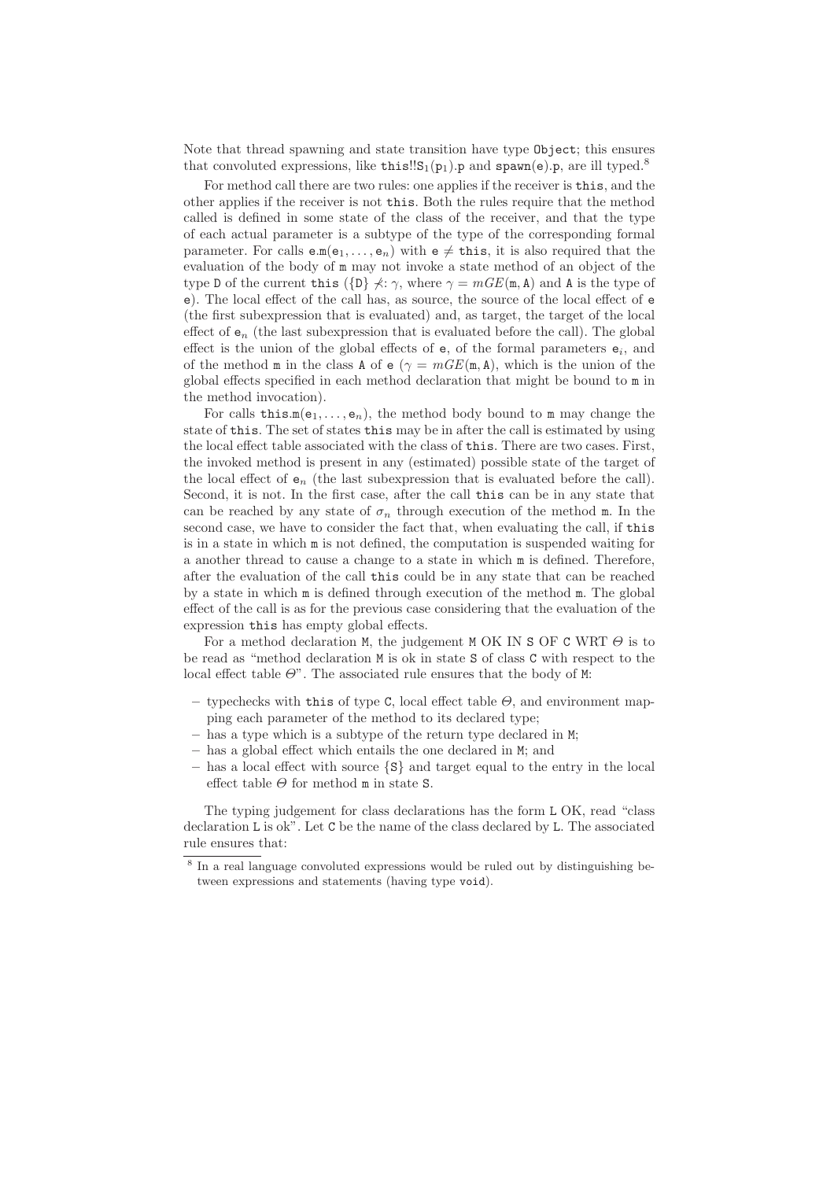Note that thread spawning and state transition have type `Object`; this ensures that convoluted expressions, like `this!!S`$_1$`(p`$_1$`).p` and `spawn(e).p`, are ill typed.[8]

For method call there are two rules: one applies if the receiver is `this`, and the other applies if the receiver is not `this`. Both the rules require that the method called is defined in some state of the class of the receiver, and that the type of each actual parameter is a subtype of the type of the corresponding formal parameter. For calls `e.m(e`$_1, \ldots,$ `e`$_n$`)` with `e` $\neq$ `this`, it is also required that the evaluation of the body of `m` may not invoke a state method of an object of the type `D` of the current `this` ($\{\mathtt{D}\} \not<: \gamma$, where $\gamma = mGE(\mathtt{m}, \mathtt{A})$ and `A` is the type of `e`). The local effect of the call has, as source, the source of the local effect of `e` (the first subexpression that is evaluated) and, as target, the target of the local effect of `e`$_n$ (the last subexpression that is evaluated before the call). The global effect is the union of the global effects of `e`, of the formal parameters `e`$_i$, and of the method `m` in the class `A` of `e` ($\gamma = mGE(\mathtt{m}, \mathtt{A})$, which is the union of the global effects specified in each method declaration that might be bound to `m` in the method invocation).

For calls `this.m(e`$_1, \ldots,$ `e`$_n$`)`, the method body bound to `m` may change the state of `this`. The set of states `this` may be in after the call is estimated by using the local effect table associated with the class of `this`. There are two cases. First, the invoked method is present in any (estimated) possible state of the target of the local effect of `e`$_n$ (the last subexpression that is evaluated before the call). Second, it is not. In the first case, after the call `this` can be in any state that can be reached by any state of $\sigma_n$ through execution of the method `m`. In the second case, we have to consider the fact that, when evaluating the call, if `this` is in a state in which `m` is not defined, the computation is suspended waiting for a another thread to cause a change to a state in which `m` is defined. Therefore, after the evaluation of the call `this` could be in any state that can be reached by a state in which `m` is defined through execution of the method `m`. The global effect of the call is as for the previous case considering that the evaluation of the expression `this` has empty global effects.

For a method declaration `M`, the judgement `M` OK IN `S` OF `C` WRT $\Theta$ is to be read as "method declaration `M` is ok in state `S` of class `C` with respect to the local effect table $\Theta$". The associated rule ensures that the body of `M`:

- typechecks with `this` of type `C`, local effect table $\Theta$, and environment mapping each parameter of the method to its declared type;
- has a type which is a subtype of the return type declared in `M`;
- has a global effect which entails the one declared in `M`; and
- has a local effect with source $\{\mathtt{S}\}$ and target equal to the entry in the local effect table $\Theta$ for method `m` in state `S`.

The typing judgement for class declarations has the form `L` OK, read "class declaration `L` is ok". Let `C` be the name of the class declared by `L`. The associated rule ensures that:

[8] In a real language convoluted expressions would be ruled out by distinguishing between expressions and statements (having type `void`).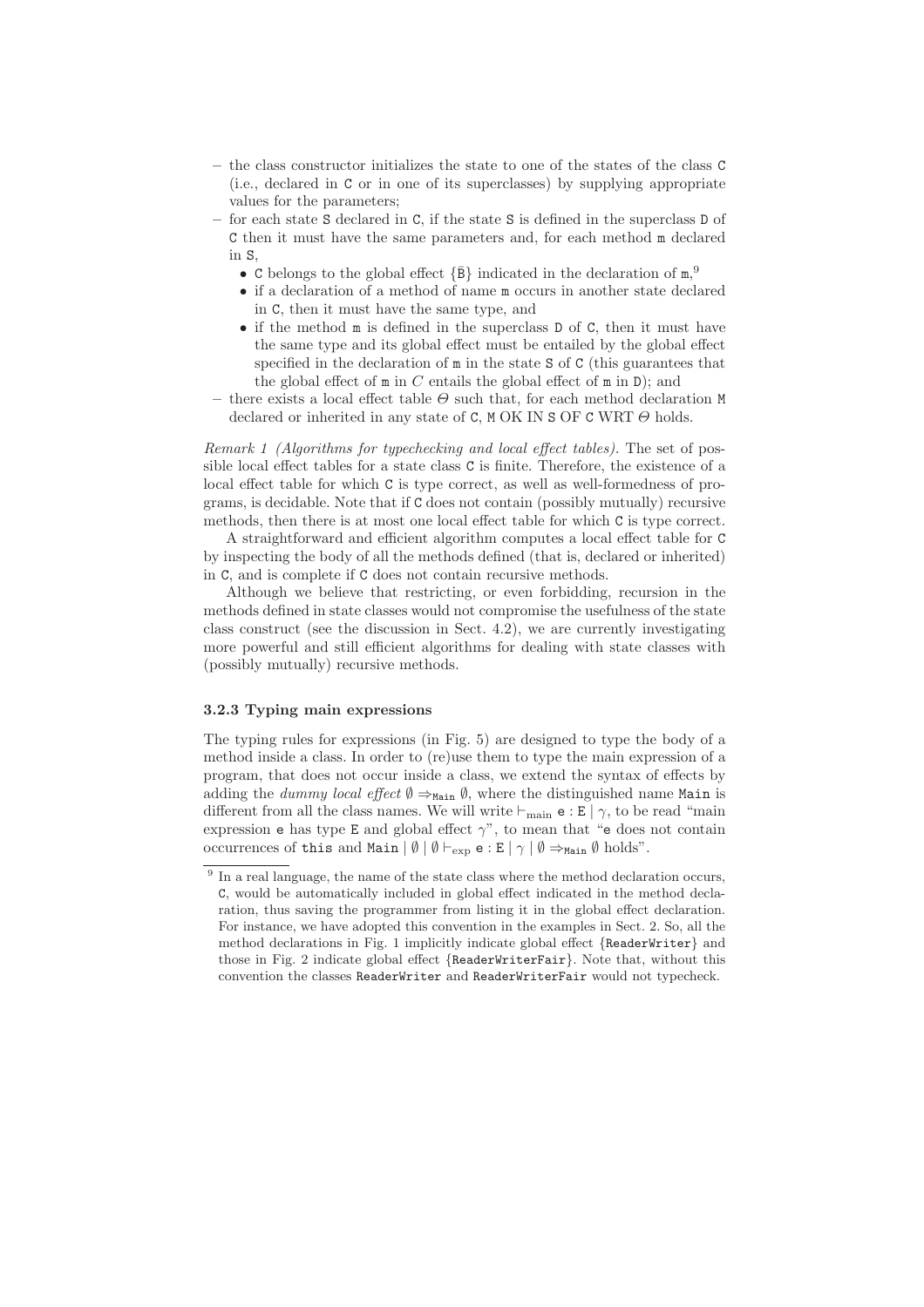- the class constructor initializes the state to one of the states of the class C (i.e., declared in C or in one of its superclasses) by supplying appropriate values for the parameters;
- for each state S declared in C, if the state S is defined in the superclass D of C then it must have the same parameters and, for each method m declared in S,
  - C belongs to the global effect $\{\bar{B}\}$ indicated in the declaration of m,[9]
  - if a declaration of a method of name m occurs in another state declared in C, then it must have the same type, and
  - if the method m is defined in the superclass D of C, then it must have the same type and its global effect must be entailed by the global effect specified in the declaration of m in the state S of C (this guarantees that the global effect of m in $C$ entails the global effect of m in D); and
- there exists a local effect table $\Theta$ such that, for each method declaration M declared or inherited in any state of C, M OK IN S OF C WRT $\Theta$ holds.

*Remark 1 (Algorithms for typechecking and local effect tables).* The set of possible local effect tables for a state class C is finite. Therefore, the existence of a local effect table for which C is type correct, as well as well-formedness of programs, is decidable. Note that if C does not contain (possibly mutually) recursive methods, then there is at most one local effect table for which C is type correct.

A straightforward and efficient algorithm computes a local effect table for C by inspecting the body of all the methods defined (that is, declared or inherited) in C, and is complete if C does not contain recursive methods.

Although we believe that restricting, or even forbidding, recursion in the methods defined in state classes would not compromise the usefulness of the state class construct (see the discussion in Sect. 4.2), we are currently investigating more powerful and still efficient algorithms for dealing with state classes with (possibly mutually) recursive methods.

#### 3.2.3 Typing main expressions

The typing rules for expressions (in Fig. 5) are designed to type the body of a method inside a class. In order to (re)use them to type the main expression of a program, that does not occur inside a class, we extend the syntax of effects by adding the *dummy local effect* $\emptyset \Rightarrow_{\texttt{Main}} \emptyset$, where the distinguished name Main is different from all the class names. We will write $\vdash_{\text{main}} \texttt{e} : \texttt{E} \mid \gamma$, to be read "main expression e has type E and global effect $\gamma$", to mean that "e does not contain occurrences of this and $\texttt{Main} \mid \emptyset \mid \emptyset \vdash_{\text{exp}} \texttt{e} : \texttt{E} \mid \gamma \mid \emptyset \Rightarrow_{\texttt{Main}} \emptyset$ holds".

[9] In a real language, the name of the state class where the method declaration occurs, C, would be automatically included in global effect indicated in the method declaration, thus saving the programmer from listing it in the global effect declaration. For instance, we have adopted this convention in the examples in Sect. 2. So, all the method declarations in Fig. 1 implicitly indicate global effect {ReaderWriter} and those in Fig. 2 indicate global effect {ReaderWriterFair}. Note that, without this convention the classes ReaderWriter and ReaderWriterFair would not typecheck.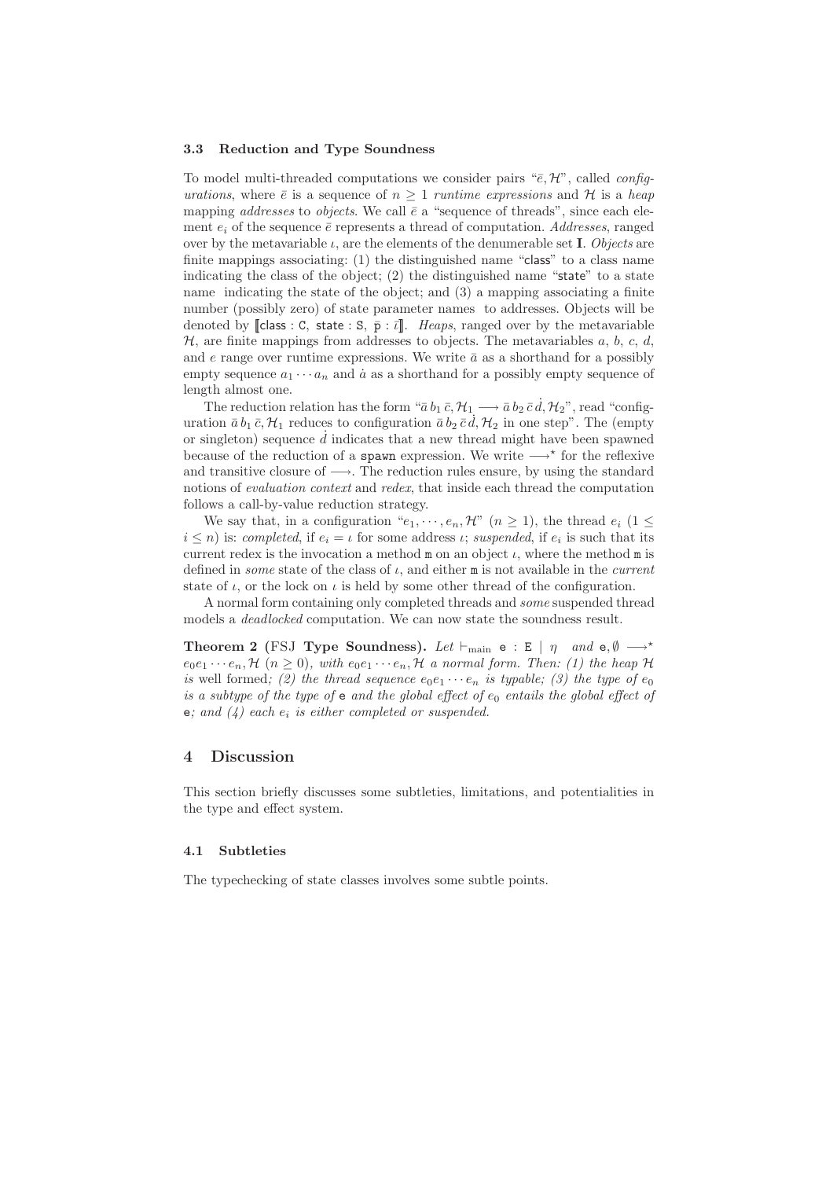### 3.3 Reduction and Type Soundness

To model multi-threaded computations we consider pairs "$\bar{e}, \mathcal{H}$", called *configurations*, where $\bar{e}$ is a sequence of $n \geq 1$ *runtime expressions* and $\mathcal{H}$ is a *heap* mapping *addresses* to *objects*. We call $\bar{e}$ a "sequence of threads", since each element $e_i$ of the sequence $\bar{e}$ represents a thread of computation. *Addresses*, ranged over by the metavariable $\iota$, are the elements of the denumerable set $\mathbf{I}$. *Objects* are finite mappings associating: (1) the distinguished name "class" to a class name indicating the class of the object; (2) the distinguished name "state" to a state name indicating the state of the object; and (3) a mapping associating a finite number (possibly zero) of state parameter names to addresses. Objects will be denoted by $[\![\mathsf{class} : \mathtt{C},\ \mathsf{state} : \mathtt{S},\ \bar{\mathtt{p}} : \bar{\iota}]\!]$. *Heaps*, ranged over by the metavariable $\mathcal{H}$, are finite mappings from addresses to objects. The metavariables $a$, $b$, $c$, $d$, and $e$ range over runtime expressions. We write $\bar{a}$ as a shorthand for a possibly empty sequence $a_1 \cdots a_n$ and $\dot{a}$ as a shorthand for a possibly empty sequence of length almost one.

The reduction relation has the form "$\bar{a}\, b_1\, \bar{c}, \mathcal{H}_1 \longrightarrow \bar{a}\, b_2\, \bar{c}\, \dot{d}, \mathcal{H}_2$", read "configuration $\bar{a}\, b_1\, \bar{c}, \mathcal{H}_1$ reduces to configuration $\bar{a}\, b_2\, \bar{c}\, \dot{d}, \mathcal{H}_2$ in one step". The (empty or singleton) sequence $\dot{d}$ indicates that a new thread might have been spawned because of the reduction of a `spawn` expression. We write $\longrightarrow^\star$ for the reflexive and transitive closure of $\longrightarrow$. The reduction rules ensure, by using the standard notions of *evaluation context* and *redex*, that inside each thread the computation follows a call-by-value reduction strategy.

We say that, in a configuration "$e_1, \cdots, e_n, \mathcal{H}$" ($n \geq 1$), the thread $e_i$ ($1 \leq i \leq n$) is: *completed*, if $e_i = \iota$ for some address $\iota$; *suspended*, if $e_i$ is such that its current redex is the invocation a method `m` on an object $\iota$, where the method `m` is defined in *some* state of the class of $\iota$, and either `m` is not available in the *current* state of $\iota$, or the lock on $\iota$ is held by some other thread of the configuration.

A normal form containing only completed threads and *some* suspended thread models a *deadlocked* computation. We can now state the soundness result.

**Theorem 2 (FSJ Type Soundness).** *Let* $\vdash_{\text{main}} \mathtt{e} : \mathtt{E} \mid \eta$ *and* $\mathtt{e}, \emptyset \longrightarrow^\star e_0 e_1 \cdots e_n, \mathcal{H}$ ($n \geq 0$)*, with* $e_0 e_1 \cdots e_n, \mathcal{H}$ *a normal form. Then: (1) the heap* $\mathcal{H}$ *is* well formed*; (2) the thread sequence* $e_0 e_1 \cdots e_n$ *is typable; (3) the type of* $e_0$ *is a subtype of the type of* `e` *and the global effect of* $e_0$ *entails the global effect of* `e`*; and (4) each* $e_i$ *is either completed or suspended.*

## 4 Discussion

This section briefly discusses some subtleties, limitations, and potentialities in the type and effect system.

### 4.1 Subtleties

The typechecking of state classes involves some subtle points.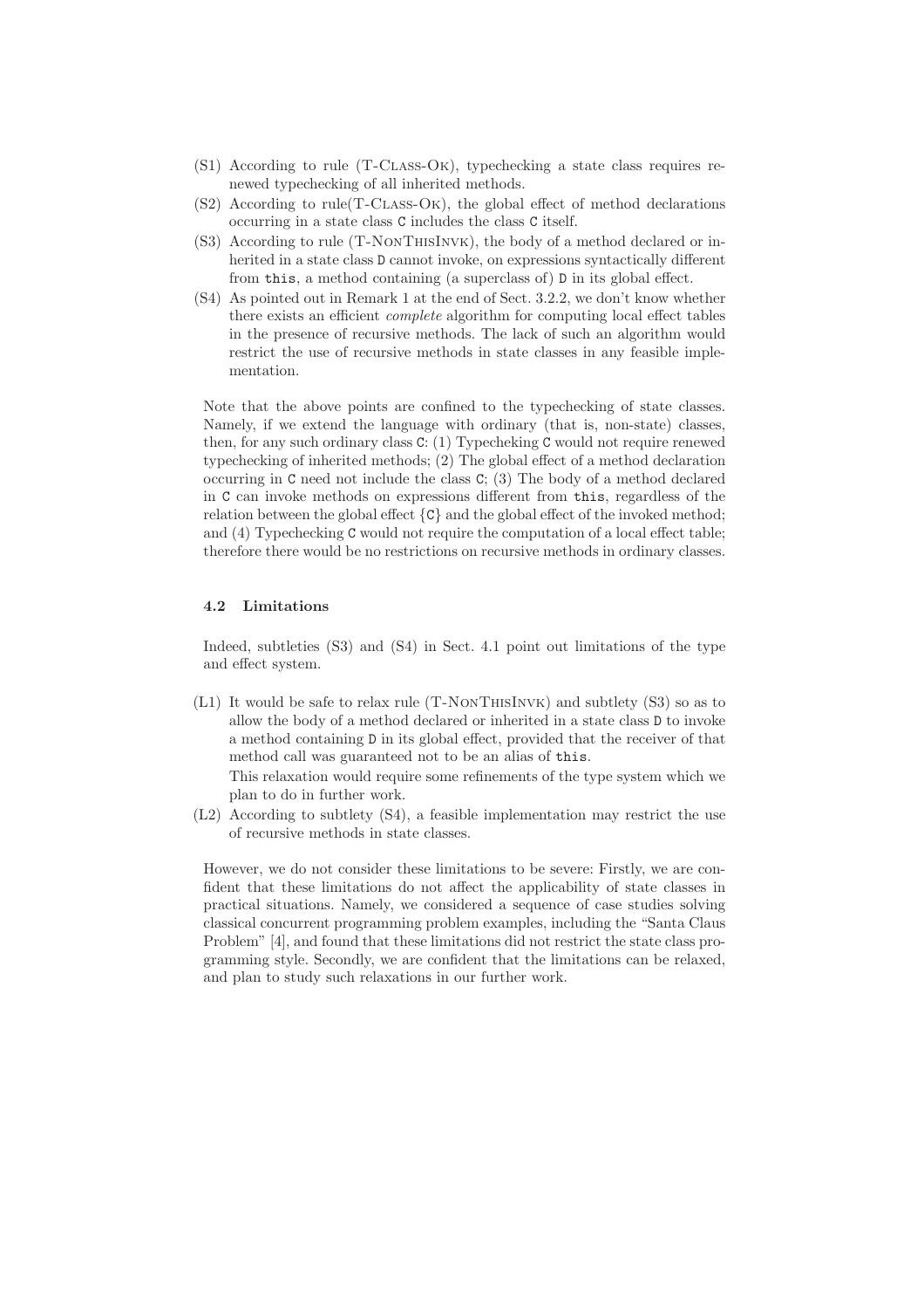(S1) According to rule (T-Class-Ok), typechecking a state class requires renewed typechecking of all inherited methods.

(S2) According to rule(T-Class-Ok), the global effect of method declarations occurring in a state class C includes the class C itself.

(S3) According to rule (T-NonThisInvk), the body of a method declared or inherited in a state class D cannot invoke, on expressions syntactically different from this, a method containing (a superclass of) D in its global effect.

(S4) As pointed out in Remark 1 at the end of Sect. 3.2.2, we don't know whether there exists an efficient *complete* algorithm for computing local effect tables in the presence of recursive methods. The lack of such an algorithm would restrict the use of recursive methods in state classes in any feasible implementation.

Note that the above points are confined to the typechecking of state classes. Namely, if we extend the language with ordinary (that is, non-state) classes, then, for any such ordinary class C: (1) Typecheking C would not require renewed typechecking of inherited methods; (2) The global effect of a method declaration occurring in C need not include the class C; (3) The body of a method declared in C can invoke methods on expressions different from this, regardless of the relation between the global effect {C} and the global effect of the invoked method; and (4) Typechecking C would not require the computation of a local effect table; therefore there would be no restrictions on recursive methods in ordinary classes.

### 4.2 Limitations

Indeed, subtleties (S3) and (S4) in Sect. 4.1 point out limitations of the type and effect system.

(L1) It would be safe to relax rule (T-NonThisInvk) and subtlety (S3) so as to allow the body of a method declared or inherited in a state class D to invoke a method containing D in its global effect, provided that the receiver of that method call was guaranteed not to be an alias of this.

This relaxation would require some refinements of the type system which we plan to do in further work.

(L2) According to subtlety (S4), a feasible implementation may restrict the use of recursive methods in state classes.

However, we do not consider these limitations to be severe: Firstly, we are confident that these limitations do not affect the applicability of state classes in practical situations. Namely, we considered a sequence of case studies solving classical concurrent programming problem examples, including the "Santa Claus Problem" [4], and found that these limitations did not restrict the state class programming style. Secondly, we are confident that the limitations can be relaxed, and plan to study such relaxations in our further work.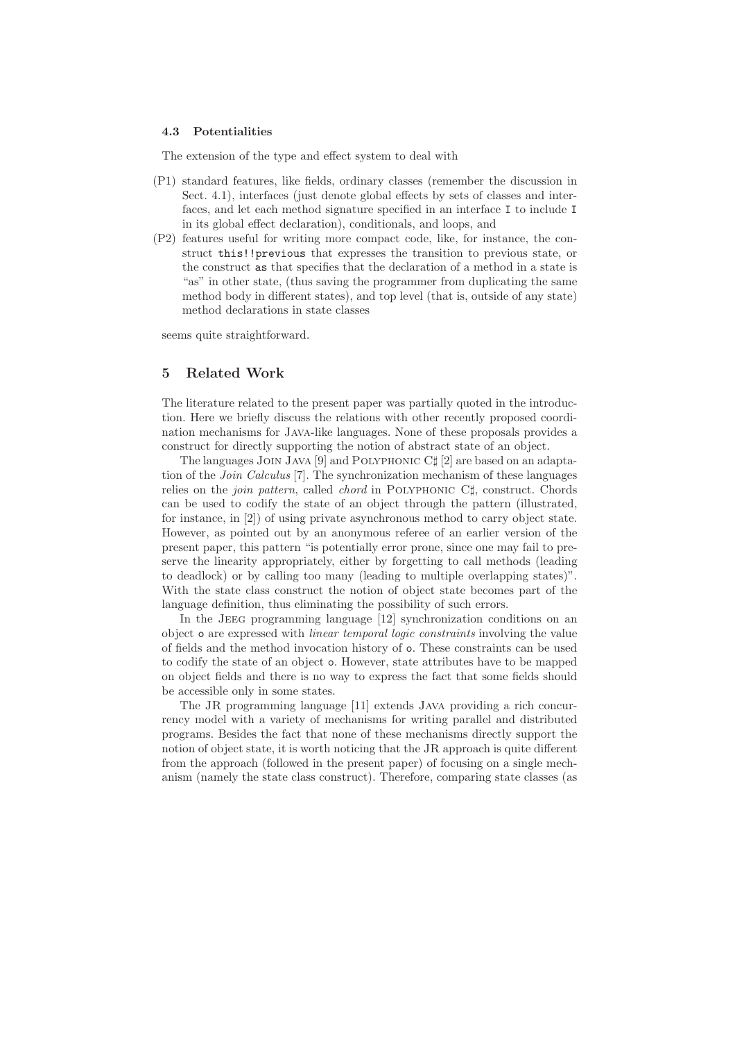### 4.3 Potentialities

The extension of the type and effect system to deal with

(P1) standard features, like fields, ordinary classes (remember the discussion in Sect. 4.1), interfaces (just denote global effects by sets of classes and interfaces, and let each method signature specified in an interface `I` to include `I` in its global effect declaration), conditionals, and loops, and

(P2) features useful for writing more compact code, like, for instance, the construct `this!!previous` that expresses the transition to previous state, or the construct `as` that specifies that the declaration of a method in a state is "as" in other state, (thus saving the programmer from duplicating the same method body in different states), and top level (that is, outside of any state) method declarations in state classes

seems quite straightforward.

## 5 Related Work

The literature related to the present paper was partially quoted in the introduction. Here we briefly discuss the relations with other recently proposed coordination mechanisms for Java-like languages. None of these proposals provides a construct for directly supporting the notion of abstract state of an object.

The languages Join Java [9] and Polyphonic C♯ [2] are based on an adaptation of the *Join Calculus* [7]. The synchronization mechanism of these languages relies on the *join pattern*, called *chord* in Polyphonic C♯, construct. Chords can be used to codify the state of an object through the pattern (illustrated, for instance, in [2]) of using private asynchronous method to carry object state. However, as pointed out by an anonymous referee of an earlier version of the present paper, this pattern "is potentially error prone, since one may fail to preserve the linearity appropriately, either by forgetting to call methods (leading to deadlock) or by calling too many (leading to multiple overlapping states)". With the state class construct the notion of object state becomes part of the language definition, thus eliminating the possibility of such errors.

In the Jeeg programming language [12] synchronization conditions on an object `o` are expressed with *linear temporal logic constraints* involving the value of fields and the method invocation history of `o`. These constraints can be used to codify the state of an object `o`. However, state attributes have to be mapped on object fields and there is no way to express the fact that some fields should be accessible only in some states.

The JR programming language [11] extends Java providing a rich concurrency model with a variety of mechanisms for writing parallel and distributed programs. Besides the fact that none of these mechanisms directly support the notion of object state, it is worth noticing that the JR approach is quite different from the approach (followed in the present paper) of focusing on a single mechanism (namely the state class construct). Therefore, comparing state classes (as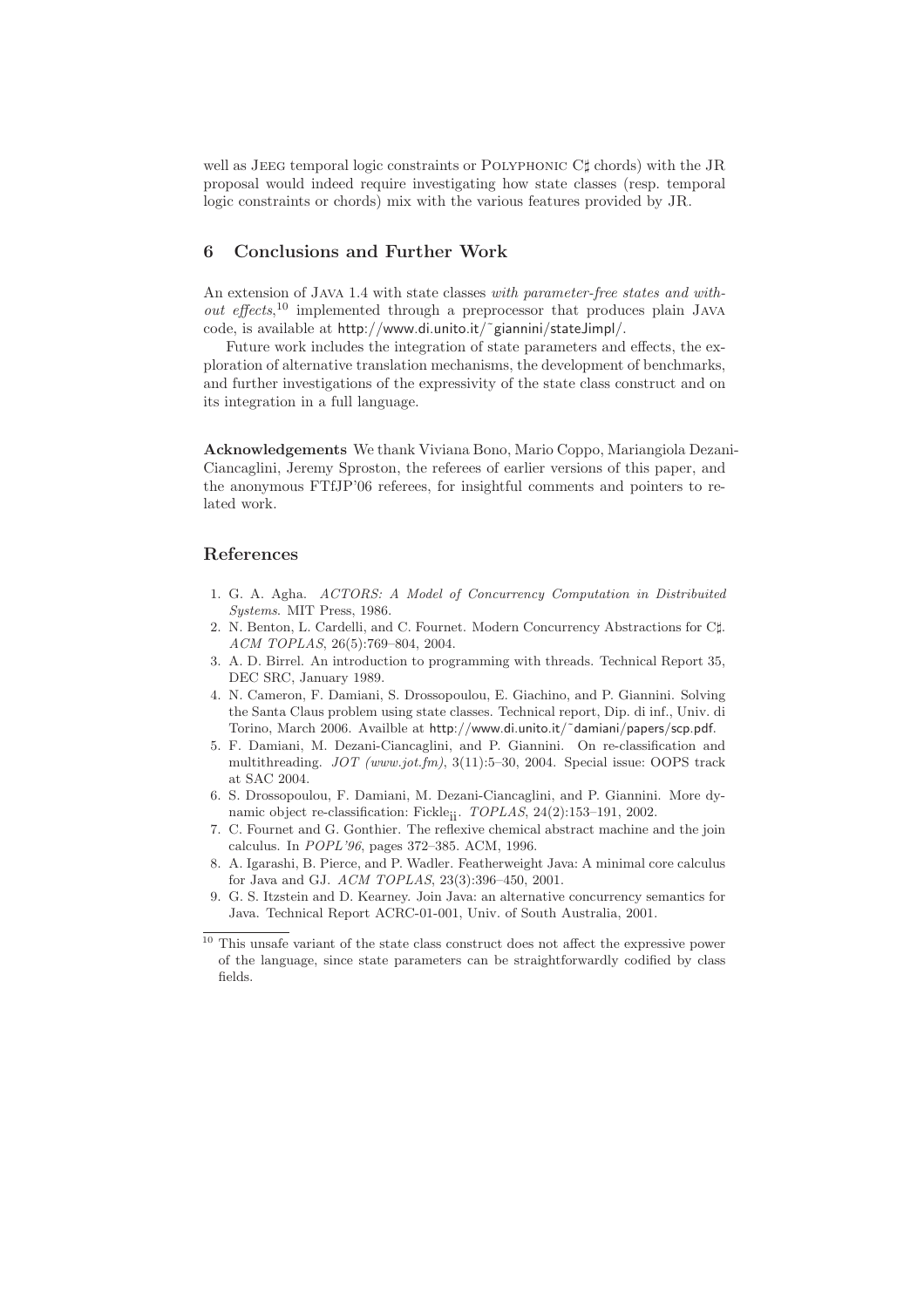well as JEEG temporal logic constraints or POLYPHONIC C♯ chords) with the JR proposal would indeed require investigating how state classes (resp. temporal logic constraints or chords) mix with the various features provided by JR.

## 6 Conclusions and Further Work

An extension of JAVA 1.4 with state classes *with parameter-free states and without effects*,[10] implemented through a preprocessor that produces plain JAVA code, is available at http://www.di.unito.it/˜giannini/stateJimpl/.

Future work includes the integration of state parameters and effects, the exploration of alternative translation mechanisms, the development of benchmarks, and further investigations of the expressivity of the state class construct and on its integration in a full language.

**Acknowledgements** We thank Viviana Bono, Mario Coppo, Mariangiola Dezani-Ciancaglini, Jeremy Sproston, the referees of earlier versions of this paper, and the anonymous FTfJP'06 referees, for insightful comments and pointers to related work.

## References

1. G. A. Agha. *ACTORS: A Model of Concurrency Computation in Distribuited Systems*. MIT Press, 1986.
2. N. Benton, L. Cardelli, and C. Fournet. Modern Concurrency Abstractions for C♯. *ACM TOPLAS*, 26(5):769–804, 2004.
3. A. D. Birrel. An introduction to programming with threads. Technical Report 35, DEC SRC, January 1989.
4. N. Cameron, F. Damiani, S. Drossopoulou, E. Giachino, and P. Giannini. Solving the Santa Claus problem using state classes. Technical report, Dip. di inf., Univ. di Torino, March 2006. Availble at http://www.di.unito.it/˜damiani/papers/scp.pdf.
5. F. Damiani, M. Dezani-Ciancaglini, and P. Giannini. On re-classification and multithreading. *JOT (www.jot.fm)*, 3(11):5–30, 2004. Special issue: OOPS track at SAC 2004.
6. S. Drossopoulou, F. Damiani, M. Dezani-Ciancaglini, and P. Giannini. More dynamic object re-classification: $\text{Fickle}_{\text{II}}$. *TOPLAS*, 24(2):153–191, 2002.
7. C. Fournet and G. Gonthier. The reflexive chemical abstract machine and the join calculus. In *POPL'96*, pages 372–385. ACM, 1996.
8. A. Igarashi, B. Pierce, and P. Wadler. Featherweight Java: A minimal core calculus for Java and GJ. *ACM TOPLAS*, 23(3):396–450, 2001.
9. G. S. Itzstein and D. Kearney. Join Java: an alternative concurrency semantics for Java. Technical Report ACRC-01-001, Univ. of South Australia, 2001.

[10] This unsafe variant of the state class construct does not affect the expressive power of the language, since state parameters can be straightforwardly codified by class fields.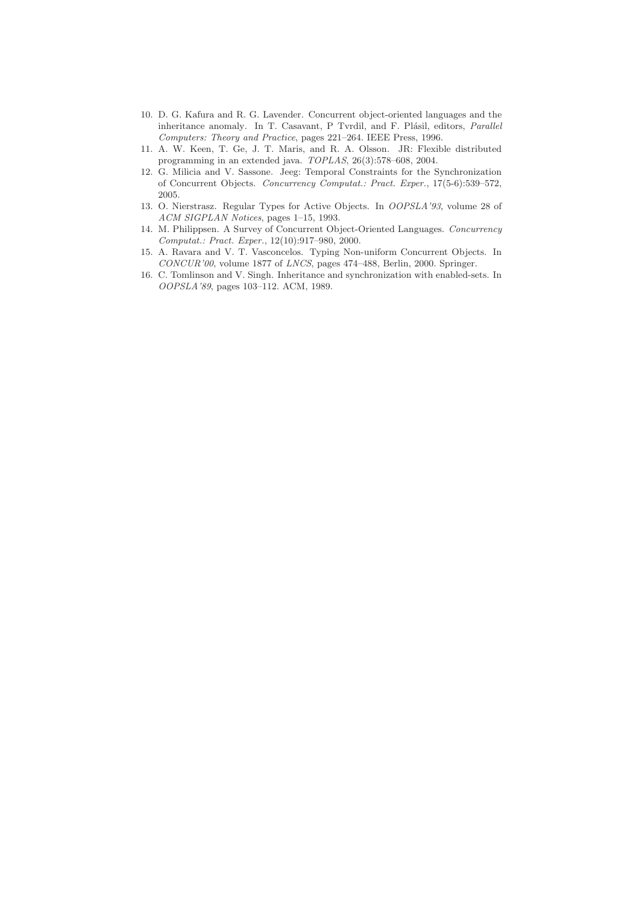10. D. G. Kafura and R. G. Lavender. Concurrent object-oriented languages and the inheritance anomaly. In T. Casavant, P Tvrdil, and F. Plásil, editors, *Parallel Computers: Theory and Practice*, pages 221–264. IEEE Press, 1996.
11. A. W. Keen, T. Ge, J. T. Maris, and R. A. Olsson. JR: Flexible distributed programming in an extended java. *TOPLAS*, 26(3):578–608, 2004.
12. G. Milicia and V. Sassone. Jeeg: Temporal Constraints for the Synchronization of Concurrent Objects. *Concurrency Computat.: Pract. Exper.*, 17(5-6):539–572, 2005.
13. O. Nierstrasz. Regular Types for Active Objects. In *OOPSLA'93*, volume 28 of *ACM SIGPLAN Notices*, pages 1–15, 1993.
14. M. Philippsen. A Survey of Concurrent Object-Oriented Languages. *Concurrency Computat.: Pract. Exper.*, 12(10):917–980, 2000.
15. A. Ravara and V. T. Vasconcelos. Typing Non-uniform Concurrent Objects. In *CONCUR'00*, volume 1877 of *LNCS*, pages 474–488, Berlin, 2000. Springer.
16. C. Tomlinson and V. Singh. Inheritance and synchronization with enabled-sets. In *OOPSLA'89*, pages 103–112. ACM, 1989.